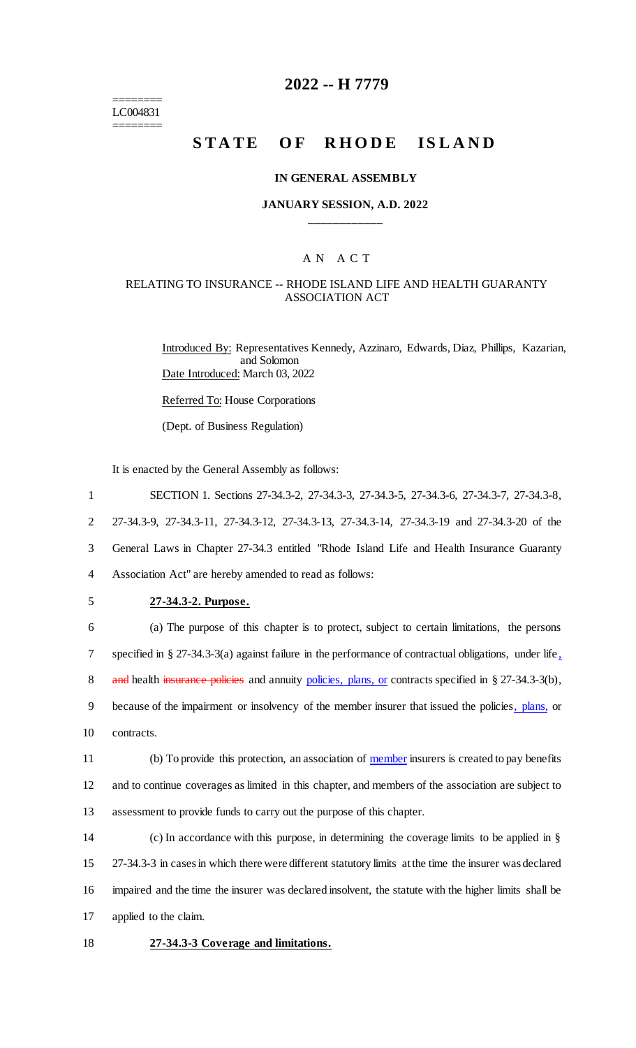========
LC004831
========

# 2022 -- H 7779

## STATE OF RHODE ISLAND

### IN GENERAL ASSEMBLY

### JANUARY SESSION, A.D. 2022

A N A C T

RELATING TO INSURANCE -- RHODE ISLAND LIFE AND HEALTH GUARANTY ASSOCIATION ACT

Introduced By: Representatives Kennedy, Azzinaro, Edwards, Diaz, Phillips, Kazarian, and Solomon

Date Introduced: March 03, 2022

Referred To: House Corporations

(Dept. of Business Regulation)

It is enacted by the General Assembly as follows:

SECTION 1. Sections 27-34.3-2, 27-34.3-3, 27-34.3-5, 27-34.3-6, 27-34.3-7, 27-34.3-8, 27-34.3-9, 27-34.3-11, 27-34.3-12, 27-34.3-13, 27-34.3-14, 27-34.3-19 and 27-34.3-20 of the General Laws in Chapter 27-34.3 entitled "Rhode Island Life and Health Insurance Guaranty Association Act" are hereby amended to read as follows:

**27-34.3-2. Purpose.**

(a) The purpose of this chapter is to protect, subject to certain limitations, the persons specified in § 27-34.3-3(a) against failure in the performance of contractual obligations, under life, ~~and~~ health ~~insurance policies~~ and annuity policies, plans, or contracts specified in § 27-34.3-3(b), because of the impairment or insolvency of the member insurer that issued the policies, plans, or contracts.

(b) To provide this protection, an association of member insurers is created to pay benefits and to continue coverages as limited in this chapter, and members of the association are subject to assessment to provide funds to carry out the purpose of this chapter.

(c) In accordance with this purpose, in determining the coverage limits to be applied in § 27-34.3-3 in cases in which there were different statutory limits at the time the insurer was declared impaired and the time the insurer was declared insolvent, the statute with the higher limits shall be applied to the claim.

**27-34.3-3 Coverage and limitations.**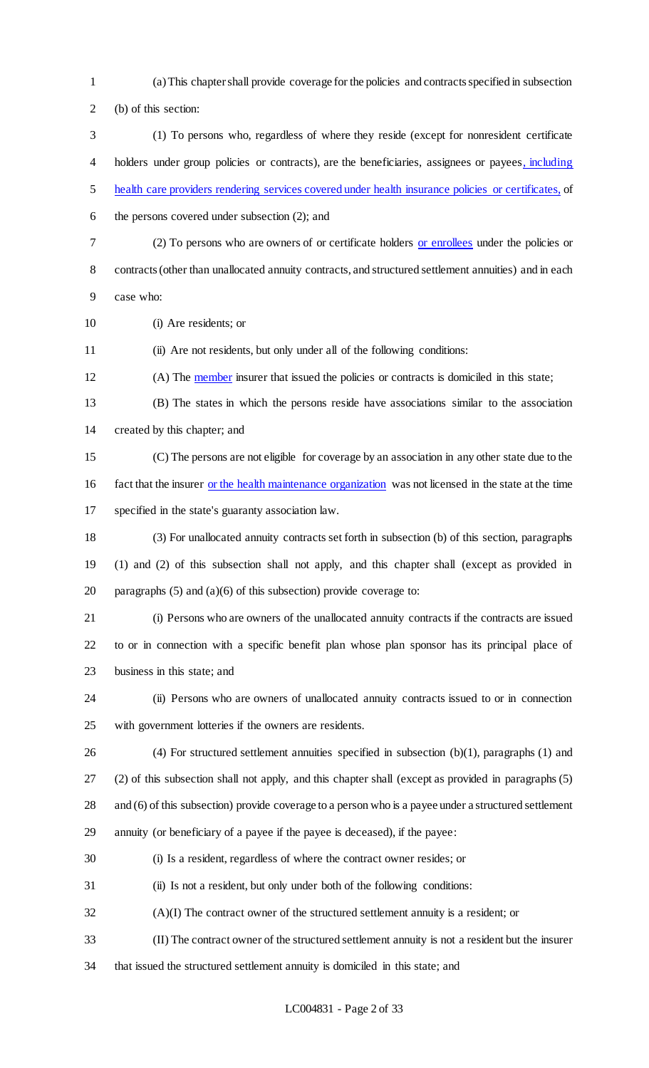(a) This chapter shall provide coverage for the policies and contracts specified in subsection (b) of this section:

(1) To persons who, regardless of where they reside (except for nonresident certificate holders under group policies or contracts), are the beneficiaries, assignees or payees, including health care providers rendering services covered under health insurance policies or certificates, of the persons covered under subsection (2); and

(2) To persons who are owners of or certificate holders or enrollees under the policies or contracts (other than unallocated annuity contracts, and structured settlement annuities) and in each case who:

(i) Are residents; or

(ii) Are not residents, but only under all of the following conditions:

(A) The member insurer that issued the policies or contracts is domiciled in this state;

(B) The states in which the persons reside have associations similar to the association created by this chapter; and

(C) The persons are not eligible for coverage by an association in any other state due to the fact that the insurer or the health maintenance organization was not licensed in the state at the time specified in the state's guaranty association law.

(3) For unallocated annuity contracts set forth in subsection (b) of this section, paragraphs (1) and (2) of this subsection shall not apply, and this chapter shall (except as provided in paragraphs (5) and (a)(6) of this subsection) provide coverage to:

(i) Persons who are owners of the unallocated annuity contracts if the contracts are issued to or in connection with a specific benefit plan whose plan sponsor has its principal place of business in this state; and

(ii) Persons who are owners of unallocated annuity contracts issued to or in connection with government lotteries if the owners are residents.

(4) For structured settlement annuities specified in subsection (b)(1), paragraphs (1) and (2) of this subsection shall not apply, and this chapter shall (except as provided in paragraphs (5) and (6) of this subsection) provide coverage to a person who is a payee under a structured settlement annuity (or beneficiary of a payee if the payee is deceased), if the payee:

(i) Is a resident, regardless of where the contract owner resides; or

(ii) Is not a resident, but only under both of the following conditions:

(A)(I) The contract owner of the structured settlement annuity is a resident; or

(II) The contract owner of the structured settlement annuity is not a resident but the insurer that issued the structured settlement annuity is domiciled in this state; and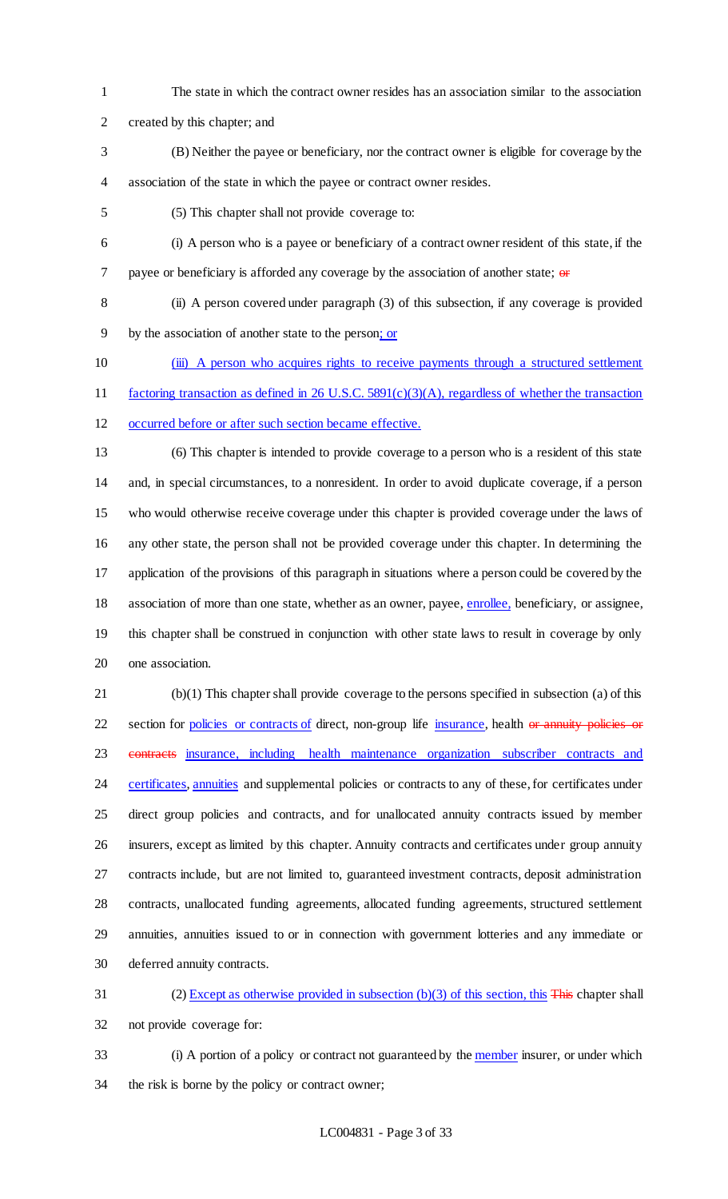The state in which the contract owner resides has an association similar to the association created by this chapter; and

(B) Neither the payee or beneficiary, nor the contract owner is eligible for coverage by the association of the state in which the payee or contract owner resides.

(5) This chapter shall not provide coverage to:

(i) A person who is a payee or beneficiary of a contract owner resident of this state, if the payee or beneficiary is afforded any coverage by the association of another state; ~~or~~

(ii) A person covered under paragraph (3) of this subsection, if any coverage is provided by the association of another state to the person; or

(iii) A person who acquires rights to receive payments through a structured settlement factoring transaction as defined in 26 U.S.C. 5891(c)(3)(A), regardless of whether the transaction occurred before or after such section became effective.

(6) This chapter is intended to provide coverage to a person who is a resident of this state and, in special circumstances, to a nonresident. In order to avoid duplicate coverage, if a person who would otherwise receive coverage under this chapter is provided coverage under the laws of any other state, the person shall not be provided coverage under this chapter. In determining the application of the provisions of this paragraph in situations where a person could be covered by the association of more than one state, whether as an owner, payee, enrollee, beneficiary, or assignee, this chapter shall be construed in conjunction with other state laws to result in coverage by only one association.

(b)(1) This chapter shall provide coverage to the persons specified in subsection (a) of this section for policies or contracts of direct, non-group life insurance, health ~~or annuity policies or contracts~~ insurance, including health maintenance organization subscriber contracts and certificates, annuities and supplemental policies or contracts to any of these, for certificates under direct group policies and contracts, and for unallocated annuity contracts issued by member insurers, except as limited by this chapter. Annuity contracts and certificates under group annuity contracts include, but are not limited to, guaranteed investment contracts, deposit administration contracts, unallocated funding agreements, allocated funding agreements, structured settlement annuities, annuities issued to or in connection with government lotteries and any immediate or deferred annuity contracts.

(2) Except as otherwise provided in subsection (b)(3) of this section, this ~~This~~ chapter shall not provide coverage for:

(i) A portion of a policy or contract not guaranteed by the member insurer, or under which the risk is borne by the policy or contract owner;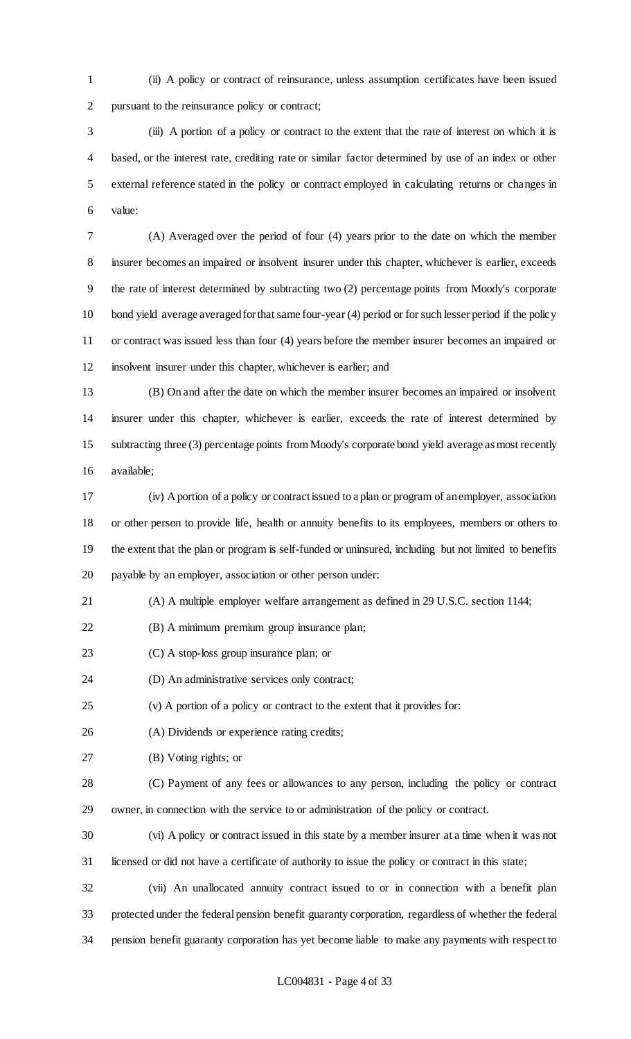(ii) A policy or contract of reinsurance, unless assumption certificates have been issued pursuant to the reinsurance policy or contract;

(iii) A portion of a policy or contract to the extent that the rate of interest on which it is based, or the interest rate, crediting rate or similar factor determined by use of an index or other external reference stated in the policy or contract employed in calculating returns or changes in value:

(A) Averaged over the period of four (4) years prior to the date on which the member insurer becomes an impaired or insolvent insurer under this chapter, whichever is earlier, exceeds the rate of interest determined by subtracting two (2) percentage points from Moody's corporate bond yield average averaged for that same four-year (4) period or for such lesser period if the policy or contract was issued less than four (4) years before the member insurer becomes an impaired or insolvent insurer under this chapter, whichever is earlier; and

(B) On and after the date on which the member insurer becomes an impaired or insolvent insurer under this chapter, whichever is earlier, exceeds the rate of interest determined by subtracting three (3) percentage points from Moody's corporate bond yield average as most recently available;

(iv) A portion of a policy or contract issued to a plan or program of an employer, association or other person to provide life, health or annuity benefits to its employees, members or others to the extent that the plan or program is self-funded or uninsured, including but not limited to benefits payable by an employer, association or other person under:

(A) A multiple employer welfare arrangement as defined in 29 U.S.C. section 1144;

(B) A minimum premium group insurance plan;

(C) A stop-loss group insurance plan; or

(D) An administrative services only contract;

(v) A portion of a policy or contract to the extent that it provides for:

(A) Dividends or experience rating credits;

(B) Voting rights; or

(C) Payment of any fees or allowances to any person, including the policy or contract owner, in connection with the service to or administration of the policy or contract.

(vi) A policy or contract issued in this state by a member insurer at a time when it was not licensed or did not have a certificate of authority to issue the policy or contract in this state;

(vii) An unallocated annuity contract issued to or in connection with a benefit plan protected under the federal pension benefit guaranty corporation, regardless of whether the federal pension benefit guaranty corporation has yet become liable to make any payments with respect to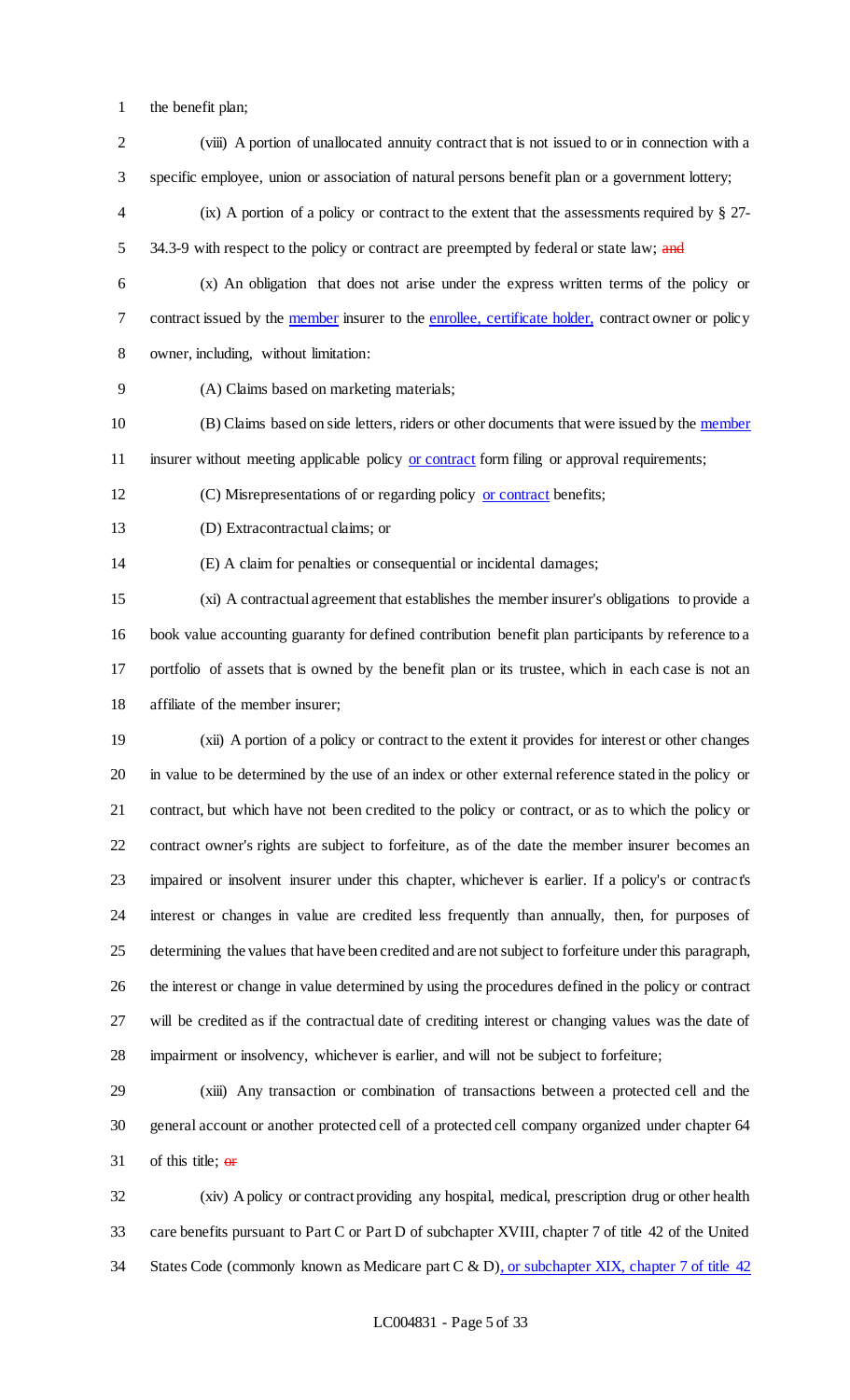the benefit plan;

(viii) A portion of unallocated annuity contract that is not issued to or in connection with a specific employee, union or association of natural persons benefit plan or a government lottery;

(ix) A portion of a policy or contract to the extent that the assessments required by § 27-34.3-9 with respect to the policy or contract are preempted by federal or state law; ~~and~~

(x) An obligation that does not arise under the express written terms of the policy or contract issued by the member insurer to the enrollee, certificate holder, contract owner or policy owner, including, without limitation:

(A) Claims based on marketing materials;

(B) Claims based on side letters, riders or other documents that were issued by the member insurer without meeting applicable policy or contract form filing or approval requirements;

(C) Misrepresentations of or regarding policy or contract benefits;

(D) Extracontractual claims; or

(E) A claim for penalties or consequential or incidental damages;

(xi) A contractual agreement that establishes the member insurer's obligations to provide a book value accounting guaranty for defined contribution benefit plan participants by reference to a portfolio of assets that is owned by the benefit plan or its trustee, which in each case is not an affiliate of the member insurer;

(xii) A portion of a policy or contract to the extent it provides for interest or other changes in value to be determined by the use of an index or other external reference stated in the policy or contract, but which have not been credited to the policy or contract, or as to which the policy or contract owner's rights are subject to forfeiture, as of the date the member insurer becomes an impaired or insolvent insurer under this chapter, whichever is earlier. If a policy's or contract's interest or changes in value are credited less frequently than annually, then, for purposes of determining the values that have been credited and are not subject to forfeiture under this paragraph, the interest or change in value determined by using the procedures defined in the policy or contract will be credited as if the contractual date of crediting interest or changing values was the date of impairment or insolvency, whichever is earlier, and will not be subject to forfeiture;

(xiii) Any transaction or combination of transactions between a protected cell and the general account or another protected cell of a protected cell company organized under chapter 64 of this title; ~~or~~

(xiv) A policy or contract providing any hospital, medical, prescription drug or other health care benefits pursuant to Part C or Part D of subchapter XVIII, chapter 7 of title 42 of the United States Code (commonly known as Medicare part C & D), or subchapter XIX, chapter 7 of title 42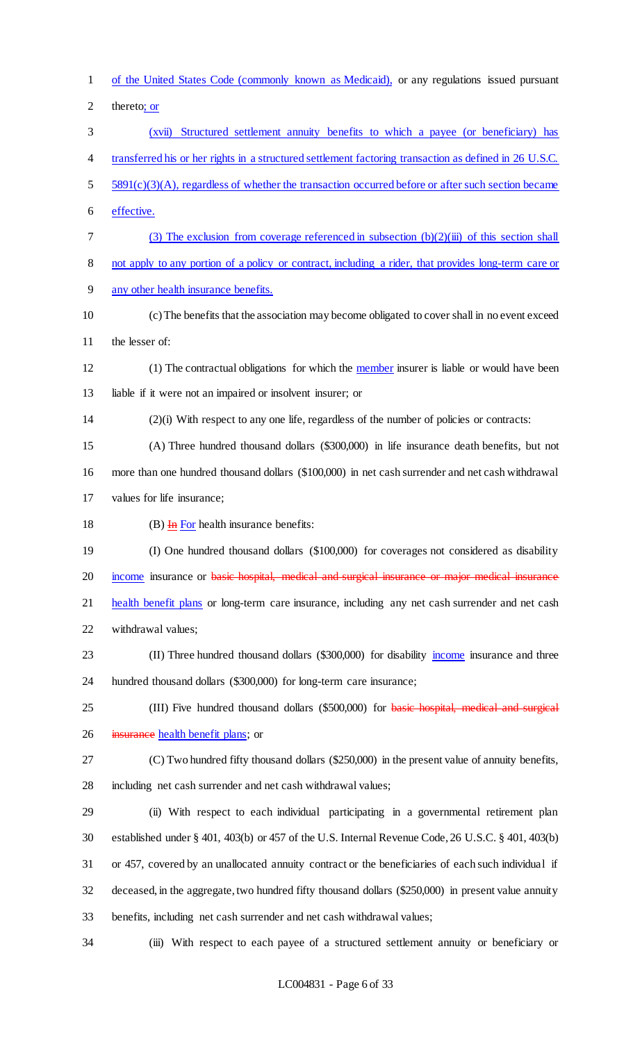of the United States Code (commonly known as Medicaid), or any regulations issued pursuant thereto; or

(xvii) Structured settlement annuity benefits to which a payee (or beneficiary) has transferred his or her rights in a structured settlement factoring transaction as defined in 26 U.S.C. 5891(c)(3)(A), regardless of whether the transaction occurred before or after such section became effective.

(3) The exclusion from coverage referenced in subsection (b)(2)(iii) of this section shall not apply to any portion of a policy or contract, including a rider, that provides long-term care or any other health insurance benefits.

(c) The benefits that the association may become obligated to cover shall in no event exceed the lesser of:

(1) The contractual obligations for which the member insurer is liable or would have been liable if it were not an impaired or insolvent insurer; or

(2)(i) With respect to any one life, regardless of the number of policies or contracts:

(A) Three hundred thousand dollars ($300,000) in life insurance death benefits, but not more than one hundred thousand dollars ($100,000) in net cash surrender and net cash withdrawal values for life insurance;

(B) ~~In~~ For health insurance benefits:

(I) One hundred thousand dollars ($100,000) for coverages not considered as disability income insurance or ~~basic hospital, medical and surgical insurance or major medical insurance~~ health benefit plans or long-term care insurance, including any net cash surrender and net cash withdrawal values;

(II) Three hundred thousand dollars ($300,000) for disability income insurance and three hundred thousand dollars ($300,000) for long-term care insurance;

(III) Five hundred thousand dollars ($500,000) for ~~basic hospital, medical and surgical insurance~~ health benefit plans; or

(C) Two hundred fifty thousand dollars ($250,000) in the present value of annuity benefits, including net cash surrender and net cash withdrawal values;

(ii) With respect to each individual participating in a governmental retirement plan established under § 401, 403(b) or 457 of the U.S. Internal Revenue Code, 26 U.S.C. § 401, 403(b) or 457, covered by an unallocated annuity contract or the beneficiaries of each such individual if deceased, in the aggregate, two hundred fifty thousand dollars ($250,000) in present value annuity benefits, including net cash surrender and net cash withdrawal values;

(iii) With respect to each payee of a structured settlement annuity or beneficiary or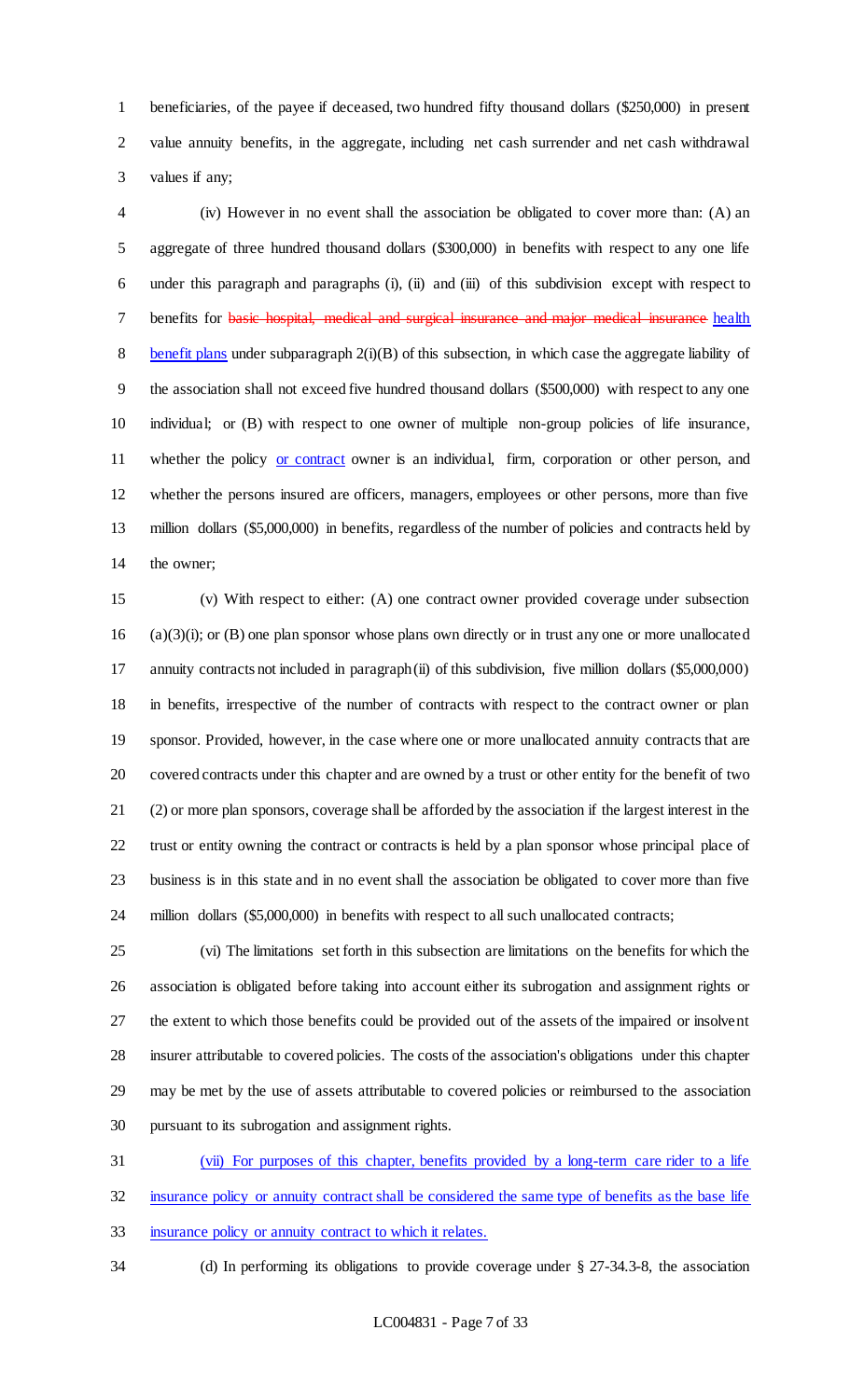beneficiaries, of the payee if deceased, two hundred fifty thousand dollars ($250,000) in present value annuity benefits, in the aggregate, including net cash surrender and net cash withdrawal values if any;

(iv) However in no event shall the association be obligated to cover more than: (A) an aggregate of three hundred thousand dollars ($300,000) in benefits with respect to any one life under this paragraph and paragraphs (i), (ii) and (iii) of this subdivision except with respect to benefits for ~~basic hospital, medical and surgical insurance and major medical insurance~~ <u>health benefit plans</u> under subparagraph 2(i)(B) of this subsection, in which case the aggregate liability of the association shall not exceed five hundred thousand dollars ($500,000) with respect to any one individual; or (B) with respect to one owner of multiple non-group policies of life insurance, whether the policy <u>or contract</u> owner is an individual, firm, corporation or other person, and whether the persons insured are officers, managers, employees or other persons, more than five million dollars ($5,000,000) in benefits, regardless of the number of policies and contracts held by the owner;

(v) With respect to either: (A) one contract owner provided coverage under subsection (a)(3)(i); or (B) one plan sponsor whose plans own directly or in trust any one or more unallocated annuity contracts not included in paragraph (ii) of this subdivision, five million dollars ($5,000,000) in benefits, irrespective of the number of contracts with respect to the contract owner or plan sponsor. Provided, however, in the case where one or more unallocated annuity contracts that are covered contracts under this chapter and are owned by a trust or other entity for the benefit of two (2) or more plan sponsors, coverage shall be afforded by the association if the largest interest in the trust or entity owning the contract or contracts is held by a plan sponsor whose principal place of business is in this state and in no event shall the association be obligated to cover more than five million dollars ($5,000,000) in benefits with respect to all such unallocated contracts;

(vi) The limitations set forth in this subsection are limitations on the benefits for which the association is obligated before taking into account either its subrogation and assignment rights or the extent to which those benefits could be provided out of the assets of the impaired or insolvent insurer attributable to covered policies. The costs of the association's obligations under this chapter may be met by the use of assets attributable to covered policies or reimbursed to the association pursuant to its subrogation and assignment rights.

<u>(vii) For purposes of this chapter, benefits provided by a long-term care rider to a life insurance policy or annuity contract shall be considered the same type of benefits as the base life insurance policy or annuity contract to which it relates.</u>

(d) In performing its obligations to provide coverage under § 27-34.3-8, the association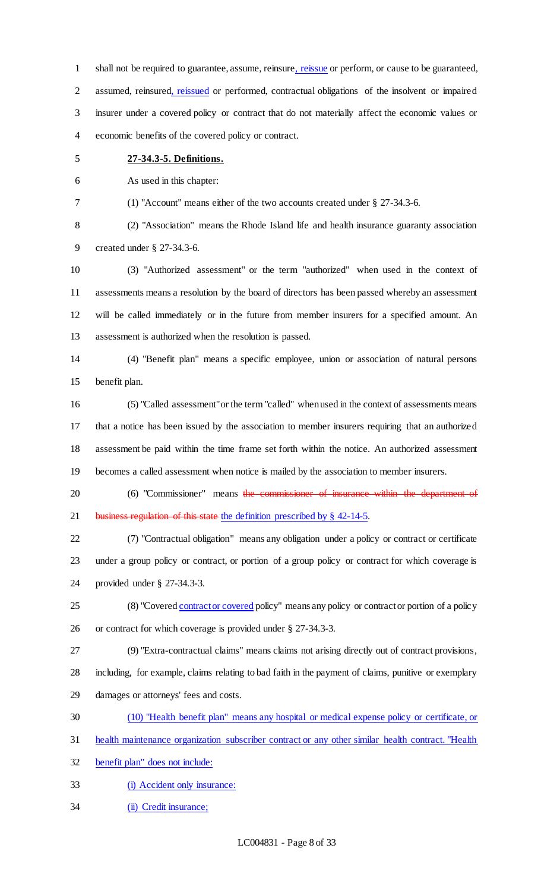shall not be required to guarantee, assume, reinsure, reissue or perform, or cause to be guaranteed, assumed, reinsured, reissued or performed, contractual obligations of the insolvent or impaired insurer under a covered policy or contract that do not materially affect the economic values or economic benefits of the covered policy or contract.

**27-34.3-5. Definitions.**

As used in this chapter:

(1) "Account" means either of the two accounts created under § 27-34.3-6.

(2) "Association" means the Rhode Island life and health insurance guaranty association created under § 27-34.3-6.

(3) "Authorized assessment" or the term "authorized" when used in the context of assessments means a resolution by the board of directors has been passed whereby an assessment will be called immediately or in the future from member insurers for a specified amount. An assessment is authorized when the resolution is passed.

(4) "Benefit plan" means a specific employee, union or association of natural persons benefit plan.

(5) "Called assessment" or the term "called" when used in the context of assessments means that a notice has been issued by the association to member insurers requiring that an authorized assessment be paid within the time frame set forth within the notice. An authorized assessment becomes a called assessment when notice is mailed by the association to member insurers.

(6) "Commissioner" means ~~the commissioner of insurance within the department of business regulation of this state~~ the definition prescribed by § 42-14-5.

(7) "Contractual obligation" means any obligation under a policy or contract or certificate under a group policy or contract, or portion of a group policy or contract for which coverage is provided under § 27-34.3-3.

(8) "Covered contract or covered policy" means any policy or contract or portion of a policy or contract for which coverage is provided under § 27-34.3-3.

(9) "Extra-contractual claims" means claims not arising directly out of contract provisions, including, for example, claims relating to bad faith in the payment of claims, punitive or exemplary damages or attorneys' fees and costs.

(10) "Health benefit plan" means any hospital or medical expense policy or certificate, or health maintenance organization subscriber contract or any other similar health contract. "Health benefit plan" does not include:

(i) Accident only insurance:

(ii) Credit insurance;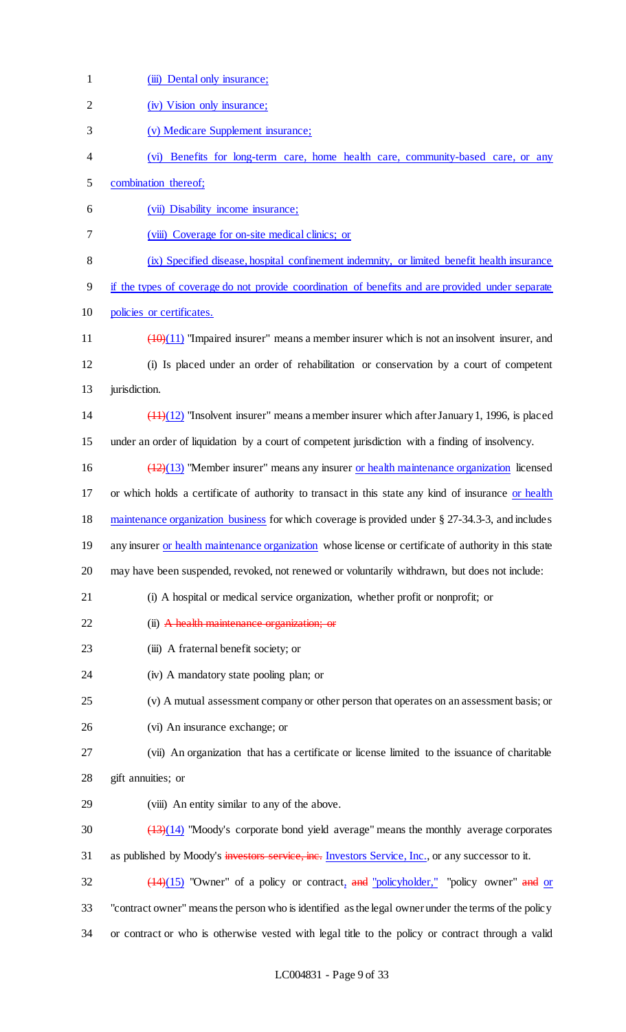(iii) Dental only insurance;

(iv) Vision only insurance;

(v) Medicare Supplement insurance;

(vi) Benefits for long-term care, home health care, community-based care, or any combination thereof;

(vii) Disability income insurance;

(viii) Coverage for on-site medical clinics; or

(ix) Specified disease, hospital confinement indemnity, or limited benefit health insurance if the types of coverage do not provide coordination of benefits and are provided under separate policies or certificates.

~~(10)~~(11) "Impaired insurer" means a member insurer which is not an insolvent insurer, and

(i) Is placed under an order of rehabilitation or conservation by a court of competent jurisdiction.

~~(11)~~(12) "Insolvent insurer" means a member insurer which after January 1, 1996, is placed under an order of liquidation by a court of competent jurisdiction with a finding of insolvency.

~~(12)~~(13) "Member insurer" means any insurer or health maintenance organization licensed or which holds a certificate of authority to transact in this state any kind of insurance or health maintenance organization business for which coverage is provided under § 27-34.3-3, and includes any insurer or health maintenance organization whose license or certificate of authority in this state may have been suspended, revoked, not renewed or voluntarily withdrawn, but does not include:

(i) A hospital or medical service organization, whether profit or nonprofit; or

(ii) ~~A health maintenance organization; or~~

(iii) A fraternal benefit society; or

(iv) A mandatory state pooling plan; or

(v) A mutual assessment company or other person that operates on an assessment basis; or

(vi) An insurance exchange; or

(vii) An organization that has a certificate or license limited to the issuance of charitable gift annuities; or

(viii) An entity similar to any of the above.

~~(13)~~(14) "Moody's corporate bond yield average" means the monthly average corporates as published by Moody's ~~investors service, inc.~~ Investors Service, Inc., or any successor to it.

~~(14)~~(15) "Owner" of a policy or contract, ~~and~~ "policyholder," "policy owner" ~~and~~ or "contract owner" means the person who is identified as the legal owner under the terms of the policy or contract or who is otherwise vested with legal title to the policy or contract through a valid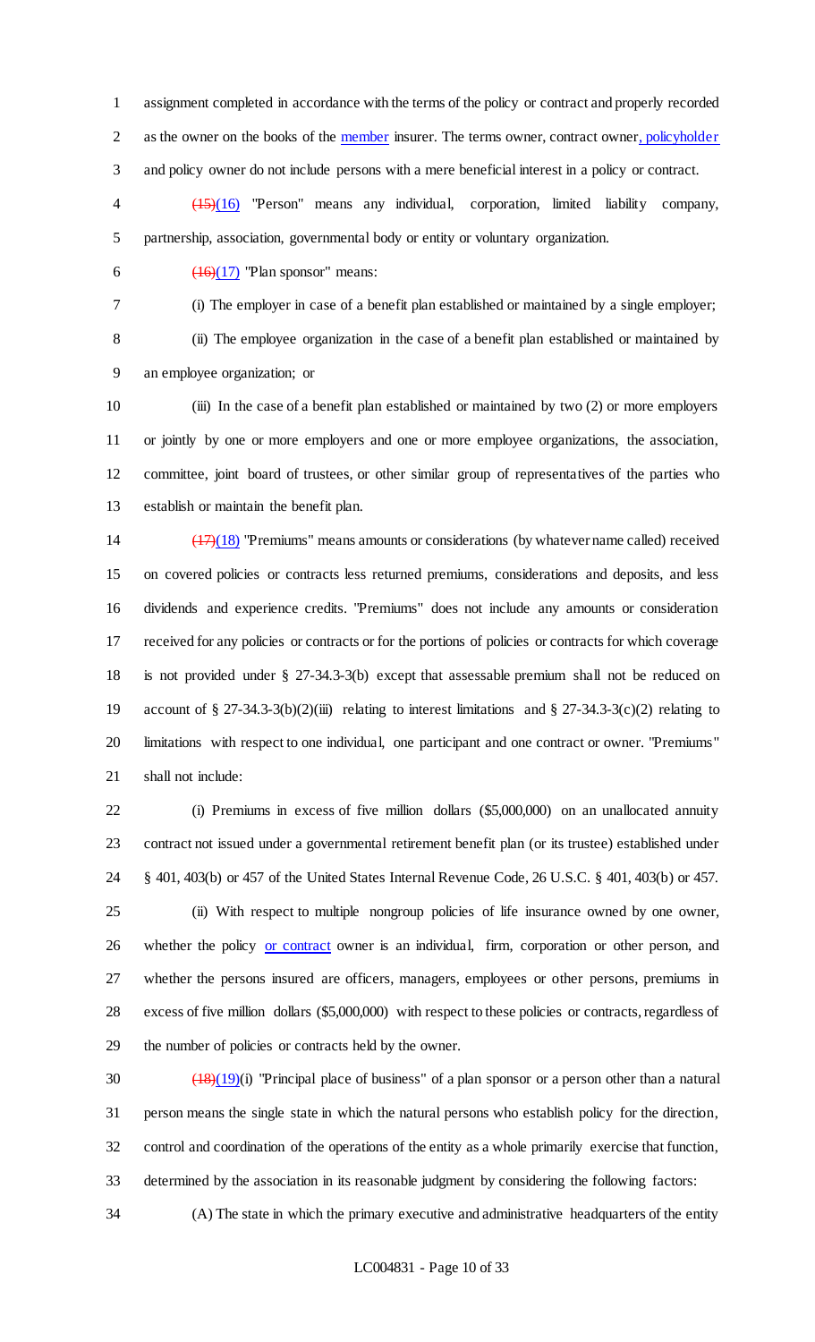assignment completed in accordance with the terms of the policy or contract and properly recorded as the owner on the books of the member insurer. The terms owner, contract owner, policyholder and policy owner do not include persons with a mere beneficial interest in a policy or contract.

~~(15)~~(16) "Person" means any individual, corporation, limited liability company, partnership, association, governmental body or entity or voluntary organization.

~~(16)~~(17) "Plan sponsor" means:

(i) The employer in case of a benefit plan established or maintained by a single employer;

(ii) The employee organization in the case of a benefit plan established or maintained by an employee organization; or

(iii) In the case of a benefit plan established or maintained by two (2) or more employers or jointly by one or more employers and one or more employee organizations, the association, committee, joint board of trustees, or other similar group of representatives of the parties who establish or maintain the benefit plan.

~~(17)~~(18) "Premiums" means amounts or considerations (by whatever name called) received on covered policies or contracts less returned premiums, considerations and deposits, and less dividends and experience credits. "Premiums" does not include any amounts or consideration received for any policies or contracts or for the portions of policies or contracts for which coverage is not provided under § 27-34.3-3(b) except that assessable premium shall not be reduced on account of § 27-34.3-3(b)(2)(iii) relating to interest limitations and § 27-34.3-3(c)(2) relating to limitations with respect to one individual, one participant and one contract or owner. "Premiums" shall not include:

(i) Premiums in excess of five million dollars ($5,000,000) on an unallocated annuity contract not issued under a governmental retirement benefit plan (or its trustee) established under § 401, 403(b) or 457 of the United States Internal Revenue Code, 26 U.S.C. § 401, 403(b) or 457.

(ii) With respect to multiple nongroup policies of life insurance owned by one owner, whether the policy or contract owner is an individual, firm, corporation or other person, and whether the persons insured are officers, managers, employees or other persons, premiums in excess of five million dollars ($5,000,000) with respect to these policies or contracts, regardless of the number of policies or contracts held by the owner.

~~(18)~~(19)(i) "Principal place of business" of a plan sponsor or a person other than a natural person means the single state in which the natural persons who establish policy for the direction, control and coordination of the operations of the entity as a whole primarily exercise that function, determined by the association in its reasonable judgment by considering the following factors:

(A) The state in which the primary executive and administrative headquarters of the entity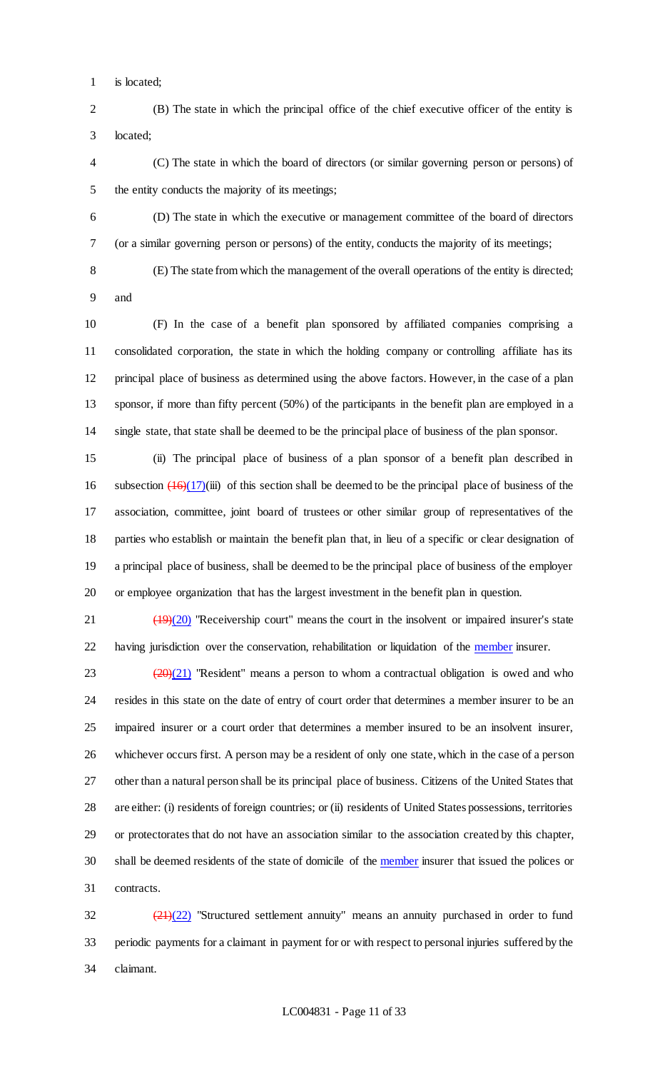is located;

(B) The state in which the principal office of the chief executive officer of the entity is located;

(C) The state in which the board of directors (or similar governing person or persons) of the entity conducts the majority of its meetings;

(D) The state in which the executive or management committee of the board of directors (or a similar governing person or persons) of the entity, conducts the majority of its meetings;

(E) The state from which the management of the overall operations of the entity is directed; and

(F) In the case of a benefit plan sponsored by affiliated companies comprising a consolidated corporation, the state in which the holding company or controlling affiliate has its principal place of business as determined using the above factors. However, in the case of a plan sponsor, if more than fifty percent (50%) of the participants in the benefit plan are employed in a single state, that state shall be deemed to be the principal place of business of the plan sponsor.

(ii) The principal place of business of a plan sponsor of a benefit plan described in subsection ~~(16)~~(17)(iii) of this section shall be deemed to be the principal place of business of the association, committee, joint board of trustees or other similar group of representatives of the parties who establish or maintain the benefit plan that, in lieu of a specific or clear designation of a principal place of business, shall be deemed to be the principal place of business of the employer or employee organization that has the largest investment in the benefit plan in question.

~~(19)~~(20) "Receivership court" means the court in the insolvent or impaired insurer's state having jurisdiction over the conservation, rehabilitation or liquidation of the member insurer.

~~(20)~~(21) "Resident" means a person to whom a contractual obligation is owed and who resides in this state on the date of entry of court order that determines a member insurer to be an impaired insurer or a court order that determines a member insured to be an insolvent insurer, whichever occurs first. A person may be a resident of only one state, which in the case of a person other than a natural person shall be its principal place of business. Citizens of the United States that are either: (i) residents of foreign countries; or (ii) residents of United States possessions, territories or protectorates that do not have an association similar to the association created by this chapter, shall be deemed residents of the state of domicile of the member insurer that issued the polices or contracts.

~~(21)~~(22) "Structured settlement annuity" means an annuity purchased in order to fund periodic payments for a claimant in payment for or with respect to personal injuries suffered by the claimant.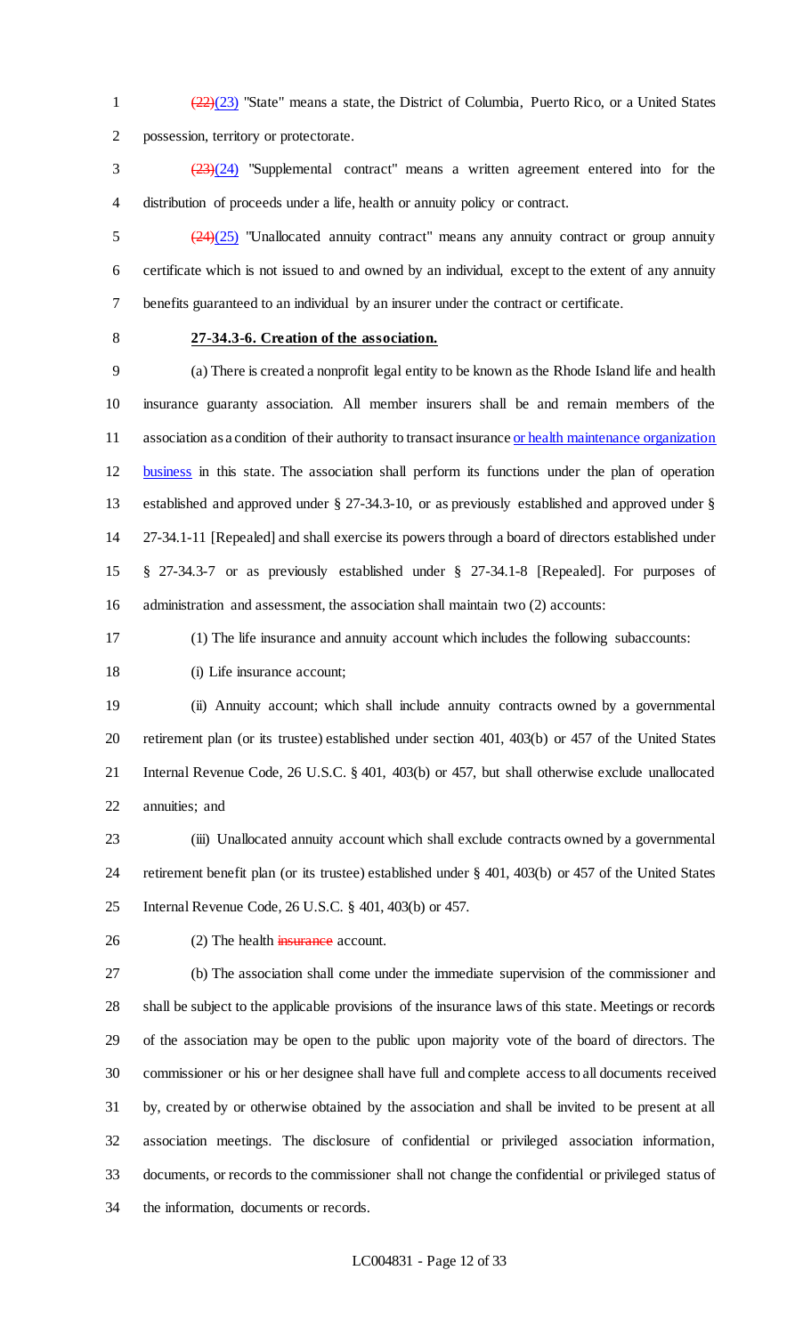~~(22)~~(23) "State" means a state, the District of Columbia, Puerto Rico, or a United States possession, territory or protectorate.

~~(23)~~(24) "Supplemental contract" means a written agreement entered into for the distribution of proceeds under a life, health or annuity policy or contract.

~~(24)~~(25) "Unallocated annuity contract" means any annuity contract or group annuity certificate which is not issued to and owned by an individual, except to the extent of any annuity benefits guaranteed to an individual by an insurer under the contract or certificate.

**27-34.3-6. Creation of the association.**

(a) There is created a nonprofit legal entity to be known as the Rhode Island life and health insurance guaranty association. All member insurers shall be and remain members of the association as a condition of their authority to transact insurance or health maintenance organization business in this state. The association shall perform its functions under the plan of operation established and approved under § 27-34.3-10, or as previously established and approved under § 27-34.1-11 [Repealed] and shall exercise its powers through a board of directors established under § 27-34.3-7 or as previously established under § 27-34.1-8 [Repealed]. For purposes of administration and assessment, the association shall maintain two (2) accounts:

(1) The life insurance and annuity account which includes the following subaccounts:

(i) Life insurance account;

(ii) Annuity account; which shall include annuity contracts owned by a governmental retirement plan (or its trustee) established under section 401, 403(b) or 457 of the United States Internal Revenue Code, 26 U.S.C. § 401, 403(b) or 457, but shall otherwise exclude unallocated annuities; and

(iii) Unallocated annuity account which shall exclude contracts owned by a governmental retirement benefit plan (or its trustee) established under § 401, 403(b) or 457 of the United States Internal Revenue Code, 26 U.S.C. § 401, 403(b) or 457.

(2) The health ~~insurance~~ account.

(b) The association shall come under the immediate supervision of the commissioner and shall be subject to the applicable provisions of the insurance laws of this state. Meetings or records of the association may be open to the public upon majority vote of the board of directors. The commissioner or his or her designee shall have full and complete access to all documents received by, created by or otherwise obtained by the association and shall be invited to be present at all association meetings. The disclosure of confidential or privileged association information, documents, or records to the commissioner shall not change the confidential or privileged status of the information, documents or records.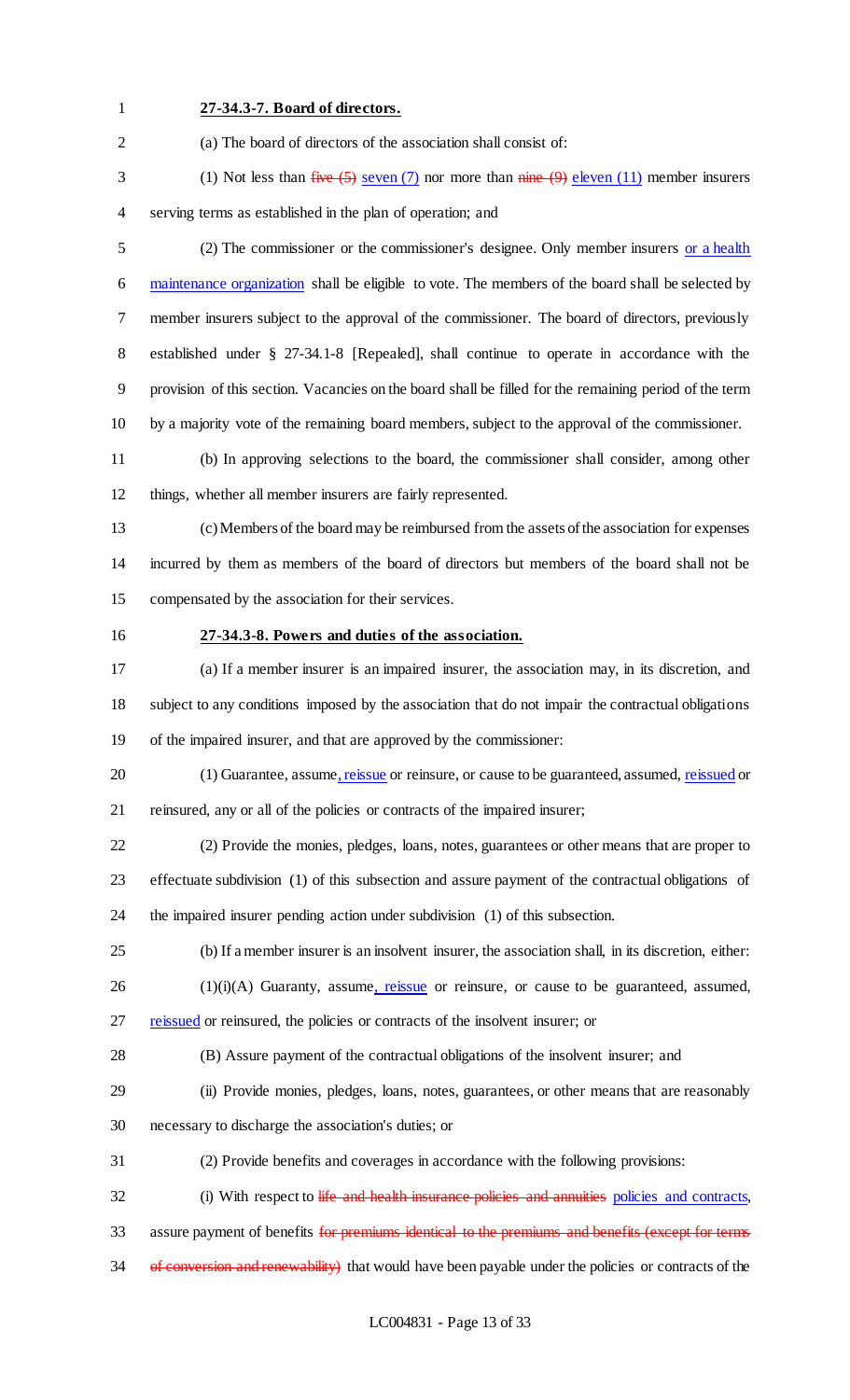**27-34.3-7. Board of directors.**

(a) The board of directors of the association shall consist of:

(1) Not less than ~~five (5)~~ seven (7) nor more than ~~nine (9)~~ eleven (11) member insurers serving terms as established in the plan of operation; and

(2) The commissioner or the commissioner's designee. Only member insurers or a health maintenance organization shall be eligible to vote. The members of the board shall be selected by member insurers subject to the approval of the commissioner. The board of directors, previously established under § 27-34.1-8 [Repealed], shall continue to operate in accordance with the provision of this section. Vacancies on the board shall be filled for the remaining period of the term by a majority vote of the remaining board members, subject to the approval of the commissioner.

(b) In approving selections to the board, the commissioner shall consider, among other things, whether all member insurers are fairly represented.

(c) Members of the board may be reimbursed from the assets of the association for expenses incurred by them as members of the board of directors but members of the board shall not be compensated by the association for their services.

**27-34.3-8. Powers and duties of the association.**

(a) If a member insurer is an impaired insurer, the association may, in its discretion, and subject to any conditions imposed by the association that do not impair the contractual obligations of the impaired insurer, and that are approved by the commissioner:

(1) Guarantee, assume, reissue or reinsure, or cause to be guaranteed, assumed, reissued or reinsured, any or all of the policies or contracts of the impaired insurer;

(2) Provide the monies, pledges, loans, notes, guarantees or other means that are proper to effectuate subdivision (1) of this subsection and assure payment of the contractual obligations of the impaired insurer pending action under subdivision (1) of this subsection.

(b) If a member insurer is an insolvent insurer, the association shall, in its discretion, either:

(1)(i)(A) Guaranty, assume, reissue or reinsure, or cause to be guaranteed, assumed, reissued or reinsured, the policies or contracts of the insolvent insurer; or

(B) Assure payment of the contractual obligations of the insolvent insurer; and

(ii) Provide monies, pledges, loans, notes, guarantees, or other means that are reasonably necessary to discharge the association's duties; or

(2) Provide benefits and coverages in accordance with the following provisions:

(i) With respect to ~~life and health insurance policies and annuities~~ policies and contracts, assure payment of benefits ~~for premiums identical to the premiums and benefits (except for terms of conversion and renewability)~~ that would have been payable under the policies or contracts of the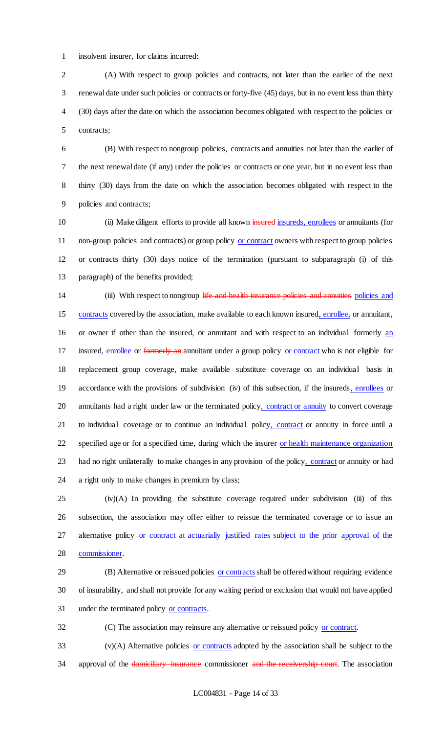insolvent insurer, for claims incurred:

(A) With respect to group policies and contracts, not later than the earlier of the next renewal date under such policies or contracts or forty-five (45) days, but in no event less than thirty (30) days after the date on which the association becomes obligated with respect to the policies or contracts;

(B) With respect to nongroup policies, contracts and annuities not later than the earlier of the next renewal date (if any) under the policies or contracts or one year, but in no event less than thirty (30) days from the date on which the association becomes obligated with respect to the policies and contracts;

(ii) Make diligent efforts to provide all known ~~insured~~ insureds, enrollees or annuitants (for non-group policies and contracts) or group policy or contract owners with respect to group policies or contracts thirty (30) days notice of the termination (pursuant to subparagraph (i) of this paragraph) of the benefits provided;

(iii) With respect to nongroup ~~life and health insurance policies and annuities~~ policies and contracts covered by the association, make available to each known insured, enrollee, or annuitant, or owner if other than the insured, or annuitant and with respect to an individual formerly an insured, enrollee or ~~formerly an~~ annuitant under a group policy or contract who is not eligible for replacement group coverage, make available substitute coverage on an individual basis in accordance with the provisions of subdivision (iv) of this subsection, if the insureds, enrollees or annuitants had a right under law or the terminated policy, contract or annuity to convert coverage to individual coverage or to continue an individual policy, contract or annuity in force until a specified age or for a specified time, during which the insurer or health maintenance organization had no right unilaterally to make changes in any provision of the policy, contract or annuity or had a right only to make changes in premium by class;

(iv)(A) In providing the substitute coverage required under subdivision (iii) of this subsection, the association may offer either to reissue the terminated coverage or to issue an alternative policy or contract at actuarially justified rates subject to the prior approval of the commissioner.

(B) Alternative or reissued policies or contracts shall be offered without requiring evidence of insurability, and shall not provide for any waiting period or exclusion that would not have applied under the terminated policy or contracts.

(C) The association may reinsure any alternative or reissued policy or contract.

(v)(A) Alternative policies or contracts adopted by the association shall be subject to the approval of the ~~domiciliary insurance~~ commissioner ~~and the receivership court~~. The association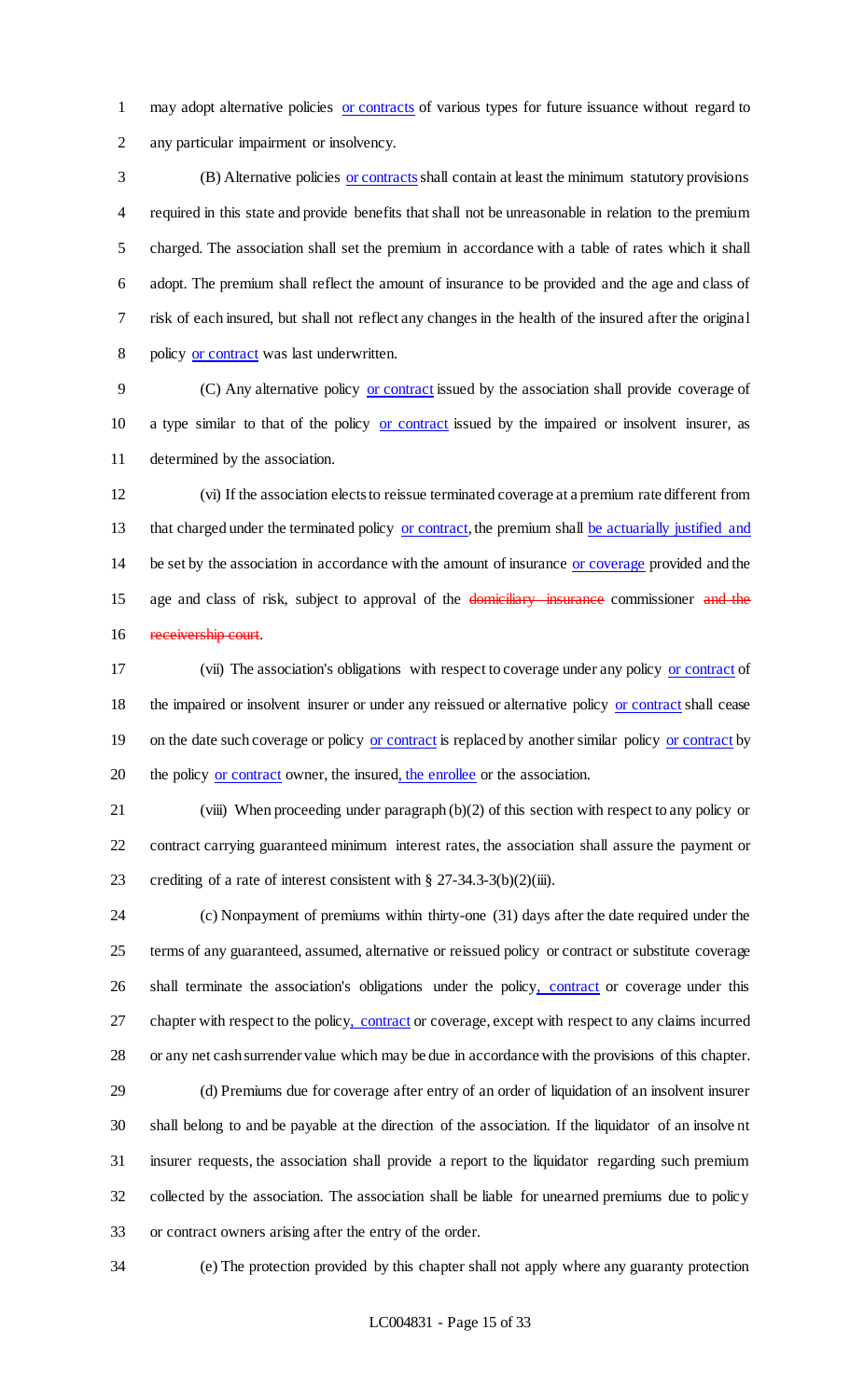may adopt alternative policies or contracts of various types for future issuance without regard to any particular impairment or insolvency.

(B) Alternative policies or contracts shall contain at least the minimum statutory provisions required in this state and provide benefits that shall not be unreasonable in relation to the premium charged. The association shall set the premium in accordance with a table of rates which it shall adopt. The premium shall reflect the amount of insurance to be provided and the age and class of risk of each insured, but shall not reflect any changes in the health of the insured after the original policy or contract was last underwritten.

(C) Any alternative policy or contract issued by the association shall provide coverage of a type similar to that of the policy or contract issued by the impaired or insolvent insurer, as determined by the association.

(vi) If the association elects to reissue terminated coverage at a premium rate different from that charged under the terminated policy or contract, the premium shall be actuarially justified and be set by the association in accordance with the amount of insurance or coverage provided and the age and class of risk, subject to approval of the ~~domiciliary insurance~~ commissioner ~~and the receivership court~~.

(vii) The association's obligations with respect to coverage under any policy or contract of the impaired or insolvent insurer or under any reissued or alternative policy or contract shall cease on the date such coverage or policy or contract is replaced by another similar policy or contract by the policy or contract owner, the insured, the enrollee or the association.

(viii) When proceeding under paragraph (b)(2) of this section with respect to any policy or contract carrying guaranteed minimum interest rates, the association shall assure the payment or crediting of a rate of interest consistent with § 27-34.3-3(b)(2)(iii).

(c) Nonpayment of premiums within thirty-one (31) days after the date required under the terms of any guaranteed, assumed, alternative or reissued policy or contract or substitute coverage shall terminate the association's obligations under the policy, contract or coverage under this chapter with respect to the policy, contract or coverage, except with respect to any claims incurred or any net cash surrender value which may be due in accordance with the provisions of this chapter.

(d) Premiums due for coverage after entry of an order of liquidation of an insolvent insurer shall belong to and be payable at the direction of the association. If the liquidator of an insolvent insurer requests, the association shall provide a report to the liquidator regarding such premium collected by the association. The association shall be liable for unearned premiums due to policy or contract owners arising after the entry of the order.

(e) The protection provided by this chapter shall not apply where any guaranty protection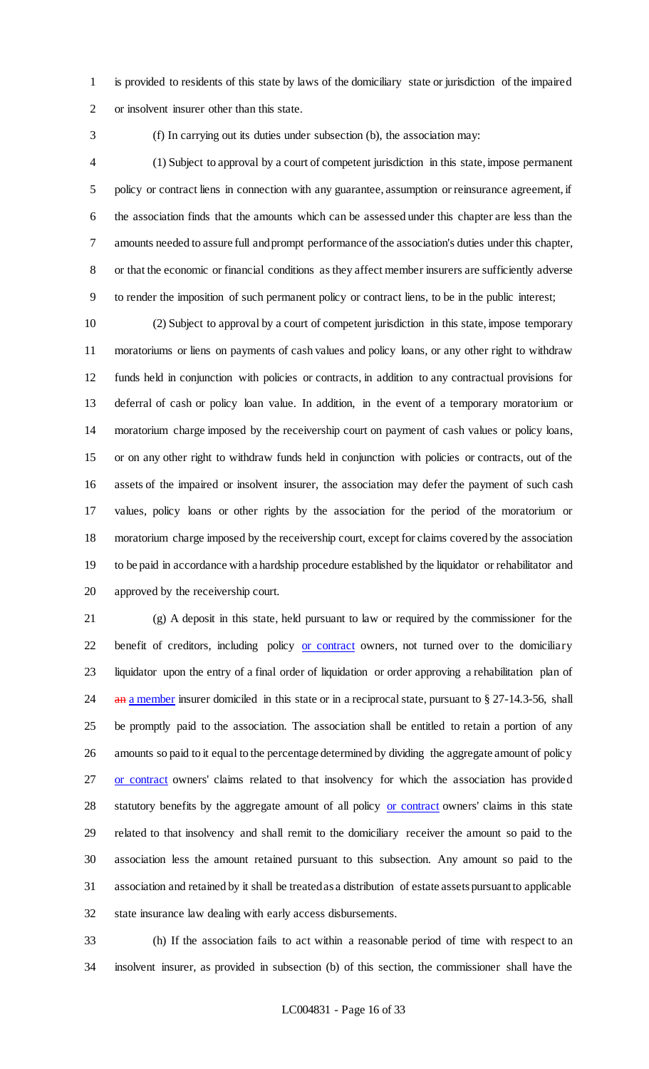is provided to residents of this state by laws of the domiciliary state or jurisdiction of the impaired or insolvent insurer other than this state.

(f) In carrying out its duties under subsection (b), the association may:

(1) Subject to approval by a court of competent jurisdiction in this state, impose permanent policy or contract liens in connection with any guarantee, assumption or reinsurance agreement, if the association finds that the amounts which can be assessed under this chapter are less than the amounts needed to assure full and prompt performance of the association's duties under this chapter, or that the economic or financial conditions as they affect member insurers are sufficiently adverse to render the imposition of such permanent policy or contract liens, to be in the public interest;

(2) Subject to approval by a court of competent jurisdiction in this state, impose temporary moratoriums or liens on payments of cash values and policy loans, or any other right to withdraw funds held in conjunction with policies or contracts, in addition to any contractual provisions for deferral of cash or policy loan value. In addition, in the event of a temporary moratorium or moratorium charge imposed by the receivership court on payment of cash values or policy loans, or on any other right to withdraw funds held in conjunction with policies or contracts, out of the assets of the impaired or insolvent insurer, the association may defer the payment of such cash values, policy loans or other rights by the association for the period of the moratorium or moratorium charge imposed by the receivership court, except for claims covered by the association to be paid in accordance with a hardship procedure established by the liquidator or rehabilitator and approved by the receivership court.

(g) A deposit in this state, held pursuant to law or required by the commissioner for the benefit of creditors, including policy or contract owners, not turned over to the domiciliary liquidator upon the entry of a final order of liquidation or order approving a rehabilitation plan of ~~an~~ a member insurer domiciled in this state or in a reciprocal state, pursuant to § 27-14.3-56, shall be promptly paid to the association. The association shall be entitled to retain a portion of any amounts so paid to it equal to the percentage determined by dividing the aggregate amount of policy or contract owners' claims related to that insolvency for which the association has provided statutory benefits by the aggregate amount of all policy or contract owners' claims in this state related to that insolvency and shall remit to the domiciliary receiver the amount so paid to the association less the amount retained pursuant to this subsection. Any amount so paid to the association and retained by it shall be treated as a distribution of estate assets pursuant to applicable state insurance law dealing with early access disbursements.

(h) If the association fails to act within a reasonable period of time with respect to an insolvent insurer, as provided in subsection (b) of this section, the commissioner shall have the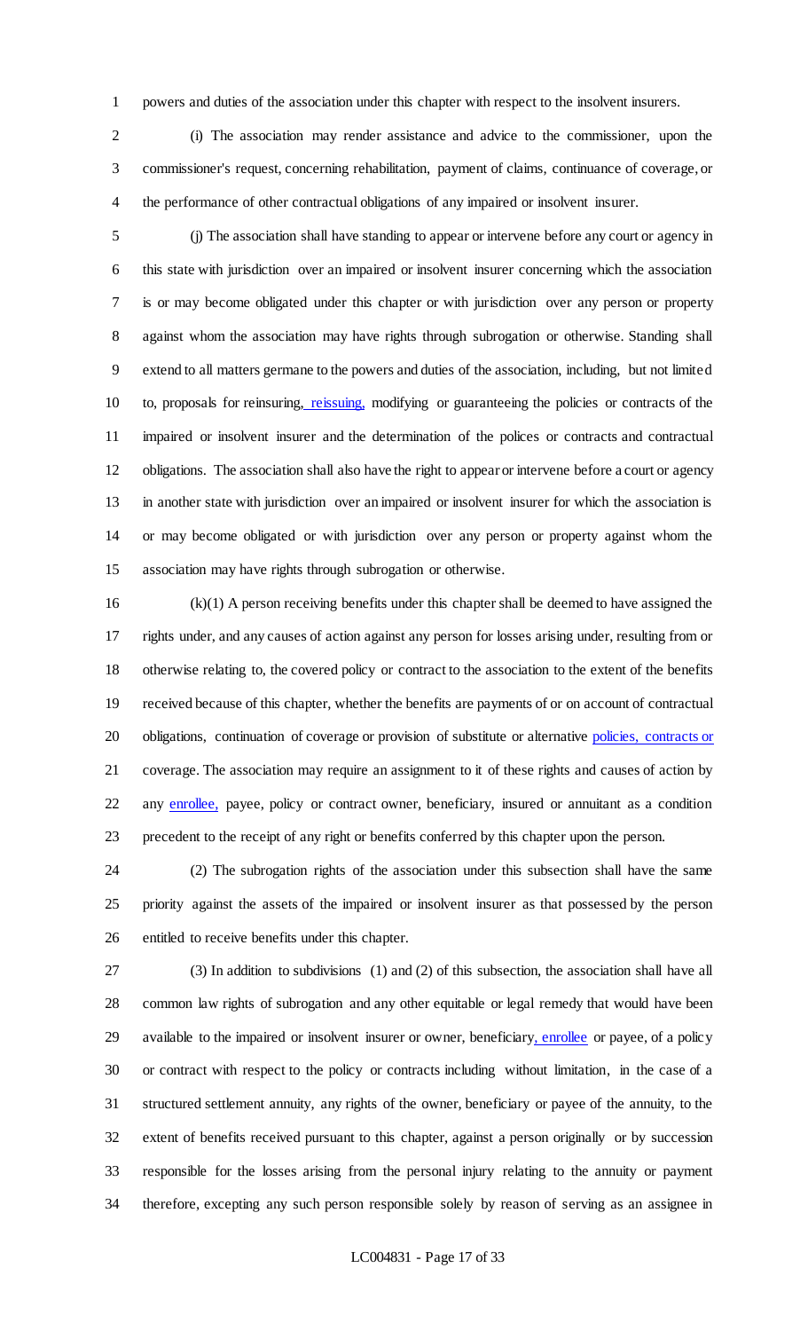powers and duties of the association under this chapter with respect to the insolvent insurers.

(i) The association may render assistance and advice to the commissioner, upon the commissioner's request, concerning rehabilitation, payment of claims, continuance of coverage, or the performance of other contractual obligations of any impaired or insolvent insurer.

(j) The association shall have standing to appear or intervene before any court or agency in this state with jurisdiction over an impaired or insolvent insurer concerning which the association is or may become obligated under this chapter or with jurisdiction over any person or property against whom the association may have rights through subrogation or otherwise. Standing shall extend to all matters germane to the powers and duties of the association, including, but not limited to, proposals for reinsuring, reissuing, modifying or guaranteeing the policies or contracts of the impaired or insolvent insurer and the determination of the polices or contracts and contractual obligations. The association shall also have the right to appear or intervene before a court or agency in another state with jurisdiction over an impaired or insolvent insurer for which the association is or may become obligated or with jurisdiction over any person or property against whom the association may have rights through subrogation or otherwise.

(k)(1) A person receiving benefits under this chapter shall be deemed to have assigned the rights under, and any causes of action against any person for losses arising under, resulting from or otherwise relating to, the covered policy or contract to the association to the extent of the benefits received because of this chapter, whether the benefits are payments of or on account of contractual obligations, continuation of coverage or provision of substitute or alternative policies, contracts or coverage. The association may require an assignment to it of these rights and causes of action by any enrollee, payee, policy or contract owner, beneficiary, insured or annuitant as a condition precedent to the receipt of any right or benefits conferred by this chapter upon the person.

(2) The subrogation rights of the association under this subsection shall have the same priority against the assets of the impaired or insolvent insurer as that possessed by the person entitled to receive benefits under this chapter.

(3) In addition to subdivisions (1) and (2) of this subsection, the association shall have all common law rights of subrogation and any other equitable or legal remedy that would have been available to the impaired or insolvent insurer or owner, beneficiary, enrollee or payee, of a policy or contract with respect to the policy or contracts including without limitation, in the case of a structured settlement annuity, any rights of the owner, beneficiary or payee of the annuity, to the extent of benefits received pursuant to this chapter, against a person originally or by succession responsible for the losses arising from the personal injury relating to the annuity or payment therefore, excepting any such person responsible solely by reason of serving as an assignee in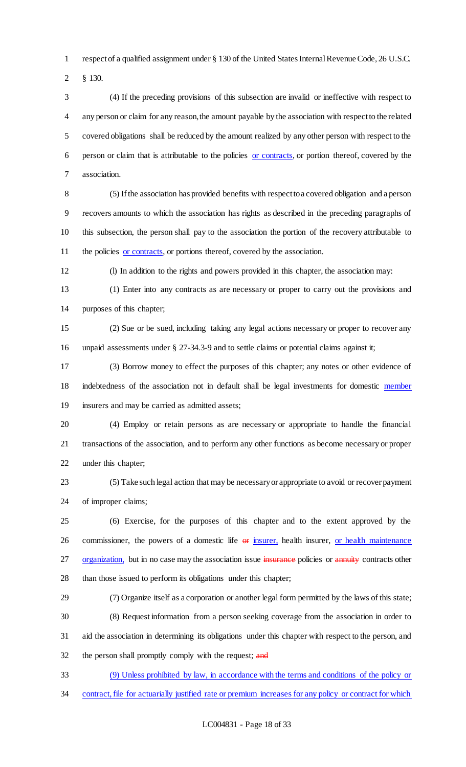respect of a qualified assignment under § 130 of the United States Internal Revenue Code, 26 U.S.C. § 130.

(4) If the preceding provisions of this subsection are invalid or ineffective with respect to any person or claim for any reason, the amount payable by the association with respect to the related covered obligations shall be reduced by the amount realized by any other person with respect to the person or claim that is attributable to the policies or contracts, or portion thereof, covered by the association.

(5) If the association has provided benefits with respect to a covered obligation and a person recovers amounts to which the association has rights as described in the preceding paragraphs of this subsection, the person shall pay to the association the portion of the recovery attributable to the policies or contracts, or portions thereof, covered by the association.

(l) In addition to the rights and powers provided in this chapter, the association may:

(1) Enter into any contracts as are necessary or proper to carry out the provisions and purposes of this chapter;

(2) Sue or be sued, including taking any legal actions necessary or proper to recover any unpaid assessments under § 27-34.3-9 and to settle claims or potential claims against it;

(3) Borrow money to effect the purposes of this chapter; any notes or other evidence of indebtedness of the association not in default shall be legal investments for domestic member insurers and may be carried as admitted assets;

(4) Employ or retain persons as are necessary or appropriate to handle the financial transactions of the association, and to perform any other functions as become necessary or proper under this chapter;

(5) Take such legal action that may be necessary or appropriate to avoid or recover payment of improper claims;

(6) Exercise, for the purposes of this chapter and to the extent approved by the commissioner, the powers of a domestic life ~~or~~ insurer, health insurer, or health maintenance organization, but in no case may the association issue ~~insurance~~ policies or ~~annuity~~ contracts other than those issued to perform its obligations under this chapter;

(7) Organize itself as a corporation or another legal form permitted by the laws of this state;

(8) Request information from a person seeking coverage from the association in order to aid the association in determining its obligations under this chapter with respect to the person, and the person shall promptly comply with the request; ~~and~~

(9) Unless prohibited by law, in accordance with the terms and conditions of the policy or contract, file for actuarially justified rate or premium increases for any policy or contract for which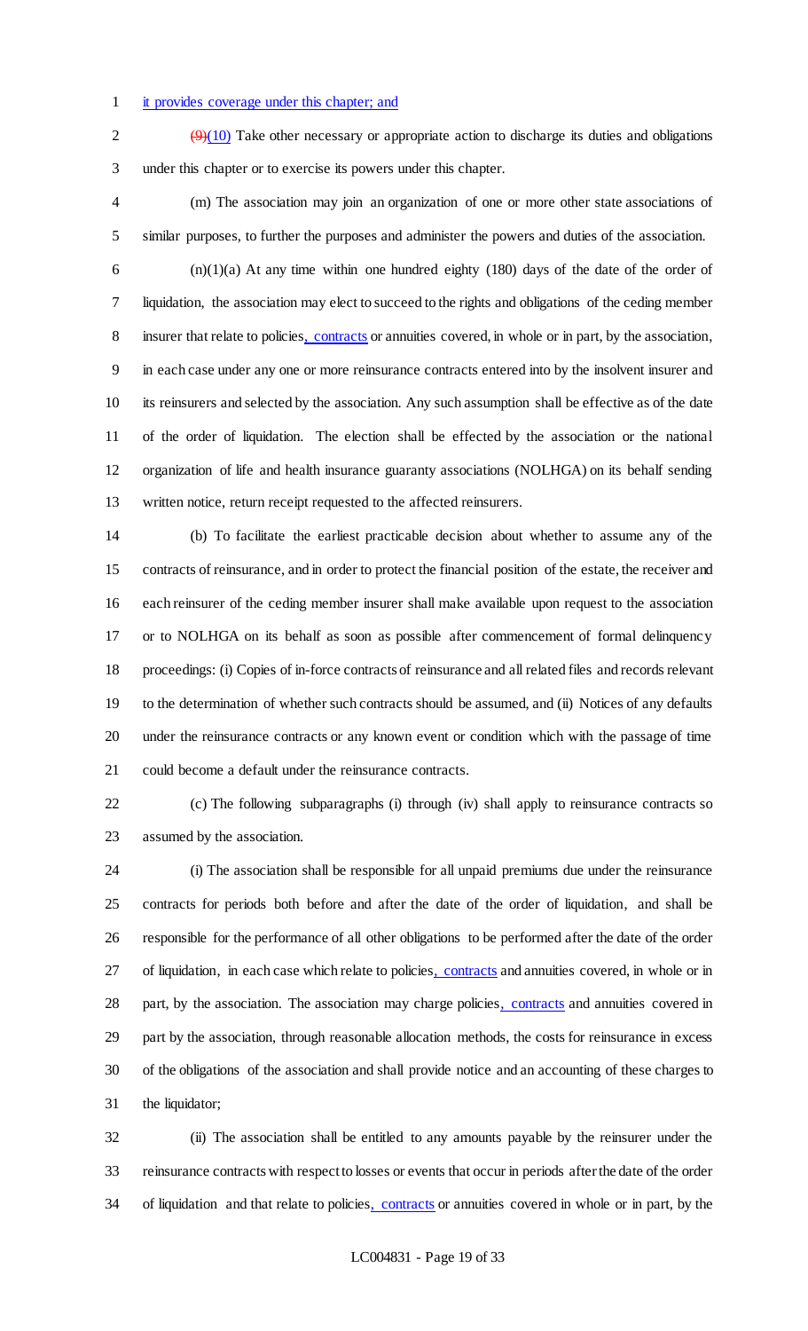it provides coverage under this chapter; and

~~(9)~~(10) Take other necessary or appropriate action to discharge its duties and obligations under this chapter or to exercise its powers under this chapter.

(m) The association may join an organization of one or more other state associations of similar purposes, to further the purposes and administer the powers and duties of the association.

(n)(1)(a) At any time within one hundred eighty (180) days of the date of the order of liquidation, the association may elect to succeed to the rights and obligations of the ceding member insurer that relate to policies, contracts or annuities covered, in whole or in part, by the association, in each case under any one or more reinsurance contracts entered into by the insolvent insurer and its reinsurers and selected by the association. Any such assumption shall be effective as of the date of the order of liquidation. The election shall be effected by the association or the national organization of life and health insurance guaranty associations (NOLHGA) on its behalf sending written notice, return receipt requested to the affected reinsurers.

(b) To facilitate the earliest practicable decision about whether to assume any of the contracts of reinsurance, and in order to protect the financial position of the estate, the receiver and each reinsurer of the ceding member insurer shall make available upon request to the association or to NOLHGA on its behalf as soon as possible after commencement of formal delinquency proceedings: (i) Copies of in-force contracts of reinsurance and all related files and records relevant to the determination of whether such contracts should be assumed, and (ii) Notices of any defaults under the reinsurance contracts or any known event or condition which with the passage of time could become a default under the reinsurance contracts.

(c) The following subparagraphs (i) through (iv) shall apply to reinsurance contracts so assumed by the association.

(i) The association shall be responsible for all unpaid premiums due under the reinsurance contracts for periods both before and after the date of the order of liquidation, and shall be responsible for the performance of all other obligations to be performed after the date of the order of liquidation, in each case which relate to policies, contracts and annuities covered, in whole or in part, by the association. The association may charge policies, contracts and annuities covered in part by the association, through reasonable allocation methods, the costs for reinsurance in excess of the obligations of the association and shall provide notice and an accounting of these charges to the liquidator;

(ii) The association shall be entitled to any amounts payable by the reinsurer under the reinsurance contracts with respect to losses or events that occur in periods after the date of the order of liquidation and that relate to policies, contracts or annuities covered in whole or in part, by the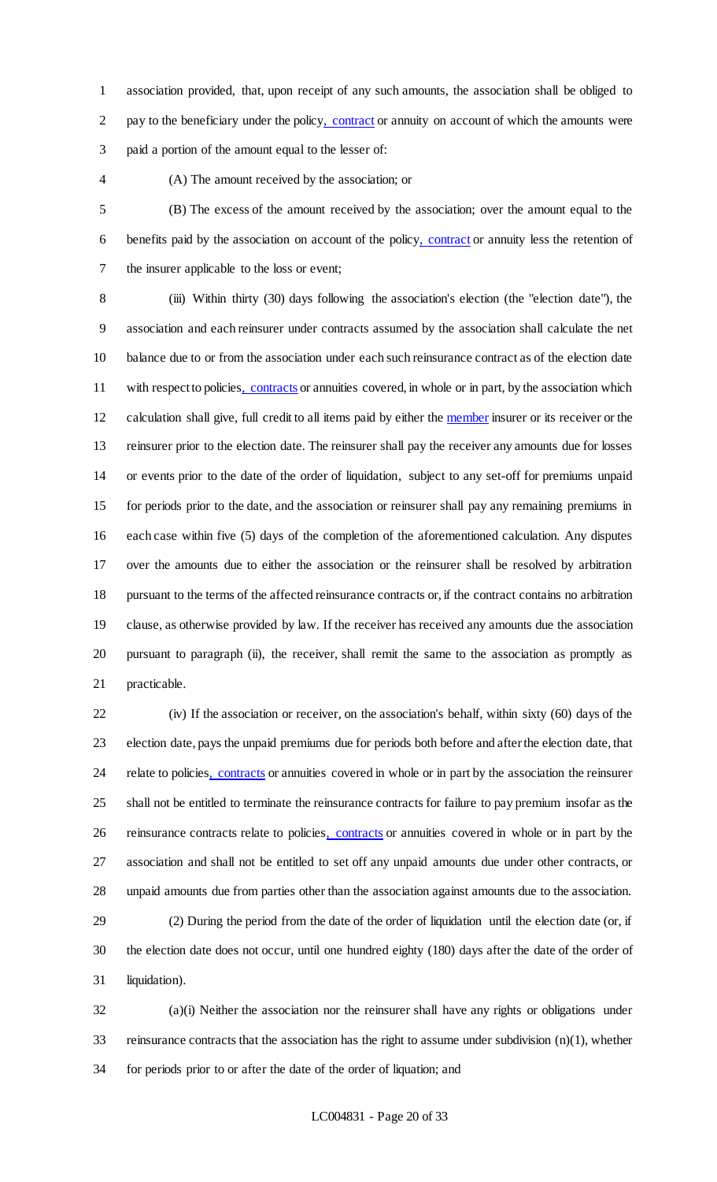association provided, that, upon receipt of any such amounts, the association shall be obliged to pay to the beneficiary under the policy, contract or annuity on account of which the amounts were paid a portion of the amount equal to the lesser of:

(A) The amount received by the association; or

(B) The excess of the amount received by the association; over the amount equal to the benefits paid by the association on account of the policy, contract or annuity less the retention of the insurer applicable to the loss or event;

(iii) Within thirty (30) days following the association's election (the "election date"), the association and each reinsurer under contracts assumed by the association shall calculate the net balance due to or from the association under each such reinsurance contract as of the election date with respect to policies, contracts or annuities covered, in whole or in part, by the association which calculation shall give, full credit to all items paid by either the member insurer or its receiver or the reinsurer prior to the election date. The reinsurer shall pay the receiver any amounts due for losses or events prior to the date of the order of liquidation, subject to any set-off for premiums unpaid for periods prior to the date, and the association or reinsurer shall pay any remaining premiums in each case within five (5) days of the completion of the aforementioned calculation. Any disputes over the amounts due to either the association or the reinsurer shall be resolved by arbitration pursuant to the terms of the affected reinsurance contracts or, if the contract contains no arbitration clause, as otherwise provided by law. If the receiver has received any amounts due the association pursuant to paragraph (ii), the receiver, shall remit the same to the association as promptly as practicable.

(iv) If the association or receiver, on the association's behalf, within sixty (60) days of the election date, pays the unpaid premiums due for periods both before and after the election date, that relate to policies, contracts or annuities covered in whole or in part by the association the reinsurer shall not be entitled to terminate the reinsurance contracts for failure to pay premium insofar as the reinsurance contracts relate to policies, contracts or annuities covered in whole or in part by the association and shall not be entitled to set off any unpaid amounts due under other contracts, or unpaid amounts due from parties other than the association against amounts due to the association.

(2) During the period from the date of the order of liquidation until the election date (or, if the election date does not occur, until one hundred eighty (180) days after the date of the order of liquidation).

(a)(i) Neither the association nor the reinsurer shall have any rights or obligations under reinsurance contracts that the association has the right to assume under subdivision (n)(1), whether for periods prior to or after the date of the order of liquation; and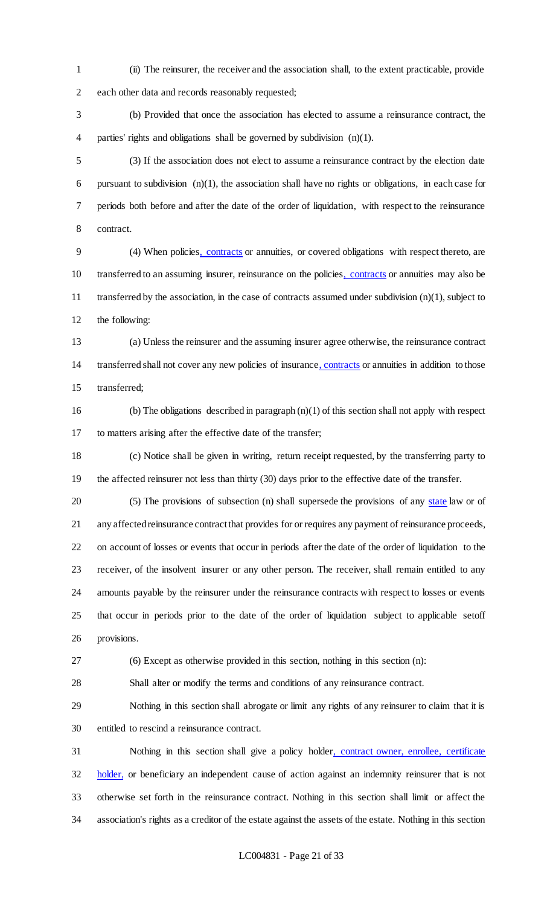(ii) The reinsurer, the receiver and the association shall, to the extent practicable, provide each other data and records reasonably requested;

(b) Provided that once the association has elected to assume a reinsurance contract, the parties' rights and obligations shall be governed by subdivision (n)(1).

(3) If the association does not elect to assume a reinsurance contract by the election date pursuant to subdivision (n)(1), the association shall have no rights or obligations, in each case for periods both before and after the date of the order of liquidation, with respect to the reinsurance contract.

(4) When policies, contracts or annuities, or covered obligations with respect thereto, are transferred to an assuming insurer, reinsurance on the policies, contracts or annuities may also be transferred by the association, in the case of contracts assumed under subdivision (n)(1), subject to the following:

(a) Unless the reinsurer and the assuming insurer agree otherwise, the reinsurance contract transferred shall not cover any new policies of insurance, contracts or annuities in addition to those transferred;

(b) The obligations described in paragraph (n)(1) of this section shall not apply with respect to matters arising after the effective date of the transfer;

(c) Notice shall be given in writing, return receipt requested, by the transferring party to the affected reinsurer not less than thirty (30) days prior to the effective date of the transfer.

(5) The provisions of subsection (n) shall supersede the provisions of any state law or of any affected reinsurance contract that provides for or requires any payment of reinsurance proceeds, on account of losses or events that occur in periods after the date of the order of liquidation to the receiver, of the insolvent insurer or any other person. The receiver, shall remain entitled to any amounts payable by the reinsurer under the reinsurance contracts with respect to losses or events that occur in periods prior to the date of the order of liquidation subject to applicable setoff provisions.

(6) Except as otherwise provided in this section, nothing in this section (n):

Shall alter or modify the terms and conditions of any reinsurance contract.

Nothing in this section shall abrogate or limit any rights of any reinsurer to claim that it is entitled to rescind a reinsurance contract.

Nothing in this section shall give a policy holder, contract owner, enrollee, certificate holder, or beneficiary an independent cause of action against an indemnity reinsurer that is not otherwise set forth in the reinsurance contract. Nothing in this section shall limit or affect the association's rights as a creditor of the estate against the assets of the estate. Nothing in this section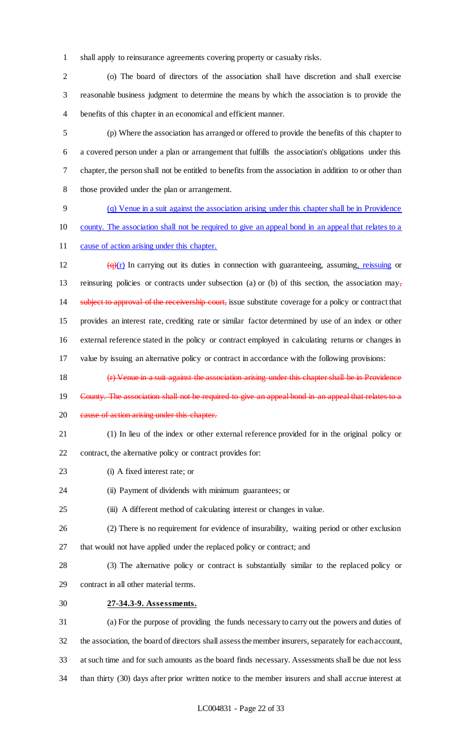shall apply to reinsurance agreements covering property or casualty risks.

(o) The board of directors of the association shall have discretion and shall exercise reasonable business judgment to determine the means by which the association is to provide the benefits of this chapter in an economical and efficient manner.

(p) Where the association has arranged or offered to provide the benefits of this chapter to a covered person under a plan or arrangement that fulfills the association's obligations under this chapter, the person shall not be entitled to benefits from the association in addition to or other than those provided under the plan or arrangement.

<u>(q) Venue in a suit against the association arising under this chapter shall be in Providence county. The association shall not be required to give an appeal bond in an appeal that relates to a cause of action arising under this chapter.</u>

~~(q)~~<u>(r)</u> In carrying out its duties in connection with guaranteeing, assuming<u>, reissuing</u> or reinsuring policies or contracts under subsection (a) or (b) of this section, the association may~~, subject to approval of the receivership court,~~ issue substitute coverage for a policy or contract that provides an interest rate, crediting rate or similar factor determined by use of an index or other external reference stated in the policy or contract employed in calculating returns or changes in value by issuing an alternative policy or contract in accordance with the following provisions:

~~(r) Venue in a suit against the association arising under this chapter shall be in Providence County. The association shall not be required to give an appeal bond in an appeal that relates to a cause of action arising under this chapter.~~

(1) In lieu of the index or other external reference provided for in the original policy or contract, the alternative policy or contract provides for:

(i) A fixed interest rate; or

(ii) Payment of dividends with minimum guarantees; or

(iii) A different method of calculating interest or changes in value.

(2) There is no requirement for evidence of insurability, waiting period or other exclusion that would not have applied under the replaced policy or contract; and

(3) The alternative policy or contract is substantially similar to the replaced policy or contract in all other material terms.

**<u>27-34.3-9. Assessments.</u>**

(a) For the purpose of providing the funds necessary to carry out the powers and duties of the association, the board of directors shall assess the member insurers, separately for each account, at such time and for such amounts as the board finds necessary. Assessments shall be due not less than thirty (30) days after prior written notice to the member insurers and shall accrue interest at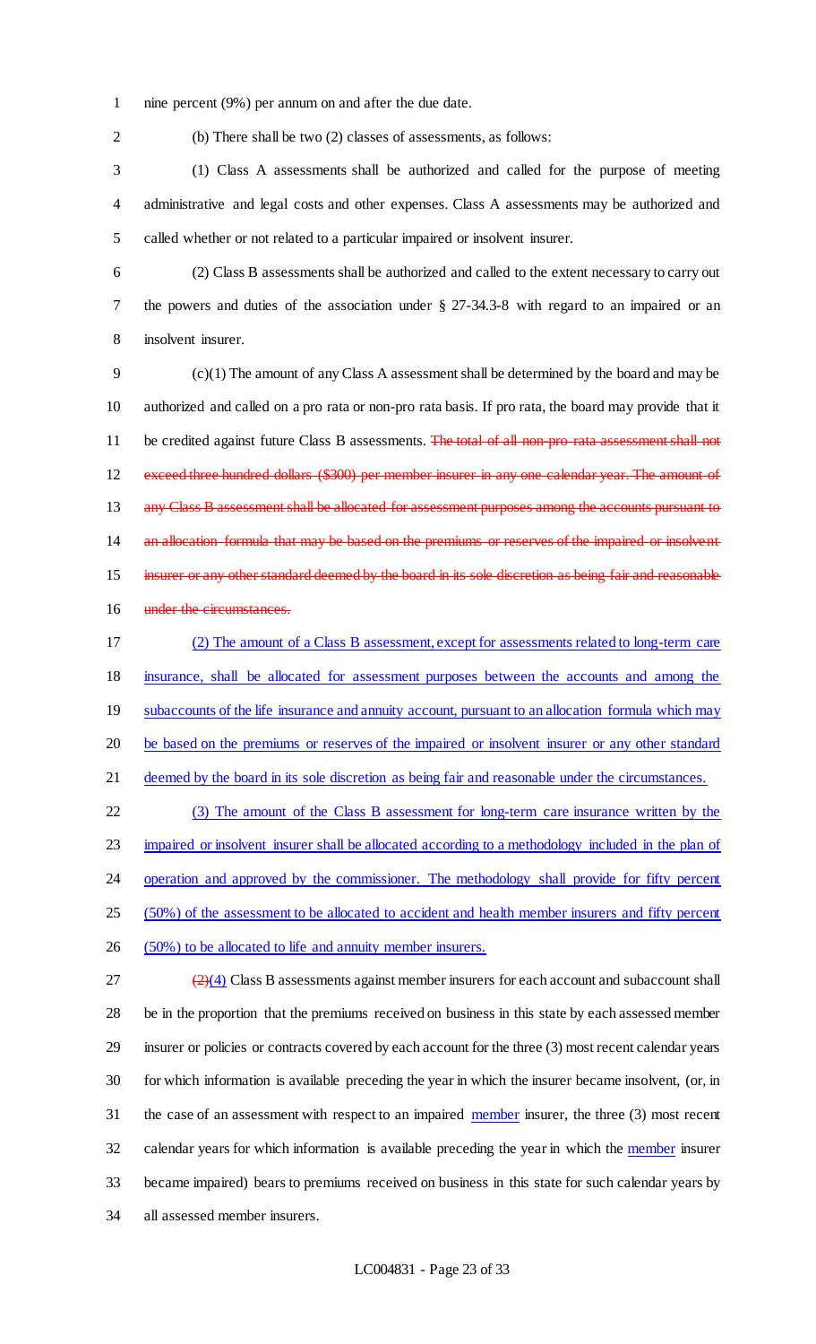nine percent (9%) per annum on and after the due date.

(b) There shall be two (2) classes of assessments, as follows:

(1) Class A assessments shall be authorized and called for the purpose of meeting administrative and legal costs and other expenses. Class A assessments may be authorized and called whether or not related to a particular impaired or insolvent insurer.

(2) Class B assessments shall be authorized and called to the extent necessary to carry out the powers and duties of the association under § 27-34.3-8 with regard to an impaired or an insolvent insurer.

(c)(1) The amount of any Class A assessment shall be determined by the board and may be authorized and called on a pro rata or non-pro rata basis. If pro rata, the board may provide that it be credited against future Class B assessments. ~~The total of all non-pro rata assessment shall not exceed three hundred dollars ($300) per member insurer in any one calendar year. The amount of any Class B assessment shall be allocated for assessment purposes among the accounts pursuant to an allocation formula that may be based on the premiums or reserves of the impaired or insolvent insurer or any other standard deemed by the board in its sole discretion as being fair and reasonable under the circumstances.~~

<u>(2) The amount of a Class B assessment, except for assessments related to long-term care insurance, shall be allocated for assessment purposes between the accounts and among the subaccounts of the life insurance and annuity account, pursuant to an allocation formula which may be based on the premiums or reserves of the impaired or insolvent insurer or any other standard deemed by the board in its sole discretion as being fair and reasonable under the circumstances.</u>

<u>(3) The amount of the Class B assessment for long-term care insurance written by the impaired or insolvent insurer shall be allocated according to a methodology included in the plan of operation and approved by the commissioner. The methodology shall provide for fifty percent (50%) of the assessment to be allocated to accident and health member insurers and fifty percent (50%) to be allocated to life and annuity member insurers.</u>

~~(2)~~<u>(4)</u> Class B assessments against member insurers for each account and subaccount shall be in the proportion that the premiums received on business in this state by each assessed member insurer or policies or contracts covered by each account for the three (3) most recent calendar years for which information is available preceding the year in which the insurer became insolvent, (or, in the case of an assessment with respect to an impaired <u>member</u> insurer, the three (3) most recent calendar years for which information is available preceding the year in which the <u>member</u> insurer became impaired) bears to premiums received on business in this state for such calendar years by all assessed member insurers.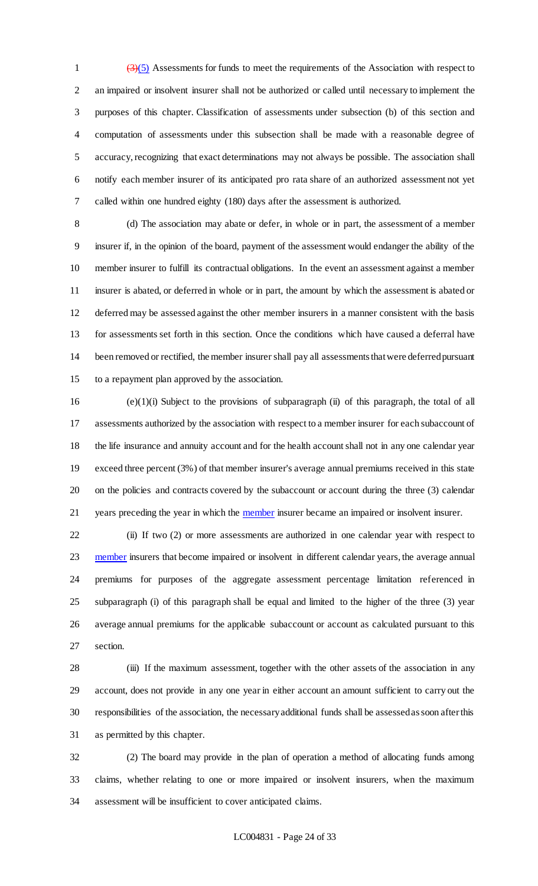~~(3)~~(5) Assessments for funds to meet the requirements of the Association with respect to an impaired or insolvent insurer shall not be authorized or called until necessary to implement the purposes of this chapter. Classification of assessments under subsection (b) of this section and computation of assessments under this subsection shall be made with a reasonable degree of accuracy, recognizing that exact determinations may not always be possible. The association shall notify each member insurer of its anticipated pro rata share of an authorized assessment not yet called within one hundred eighty (180) days after the assessment is authorized.

(d) The association may abate or defer, in whole or in part, the assessment of a member insurer if, in the opinion of the board, payment of the assessment would endanger the ability of the member insurer to fulfill its contractual obligations. In the event an assessment against a member insurer is abated, or deferred in whole or in part, the amount by which the assessment is abated or deferred may be assessed against the other member insurers in a manner consistent with the basis for assessments set forth in this section. Once the conditions which have caused a deferral have been removed or rectified, the member insurer shall pay all assessments that were deferred pursuant to a repayment plan approved by the association.

(e)(1)(i) Subject to the provisions of subparagraph (ii) of this paragraph, the total of all assessments authorized by the association with respect to a member insurer for each subaccount of the life insurance and annuity account and for the health account shall not in any one calendar year exceed three percent (3%) of that member insurer's average annual premiums received in this state on the policies and contracts covered by the subaccount or account during the three (3) calendar years preceding the year in which the member insurer became an impaired or insolvent insurer.

(ii) If two (2) or more assessments are authorized in one calendar year with respect to member insurers that become impaired or insolvent in different calendar years, the average annual premiums for purposes of the aggregate assessment percentage limitation referenced in subparagraph (i) of this paragraph shall be equal and limited to the higher of the three (3) year average annual premiums for the applicable subaccount or account as calculated pursuant to this section.

(iii) If the maximum assessment, together with the other assets of the association in any account, does not provide in any one year in either account an amount sufficient to carry out the responsibilities of the association, the necessary additional funds shall be assessed as soon after this as permitted by this chapter.

(2) The board may provide in the plan of operation a method of allocating funds among claims, whether relating to one or more impaired or insolvent insurers, when the maximum assessment will be insufficient to cover anticipated claims.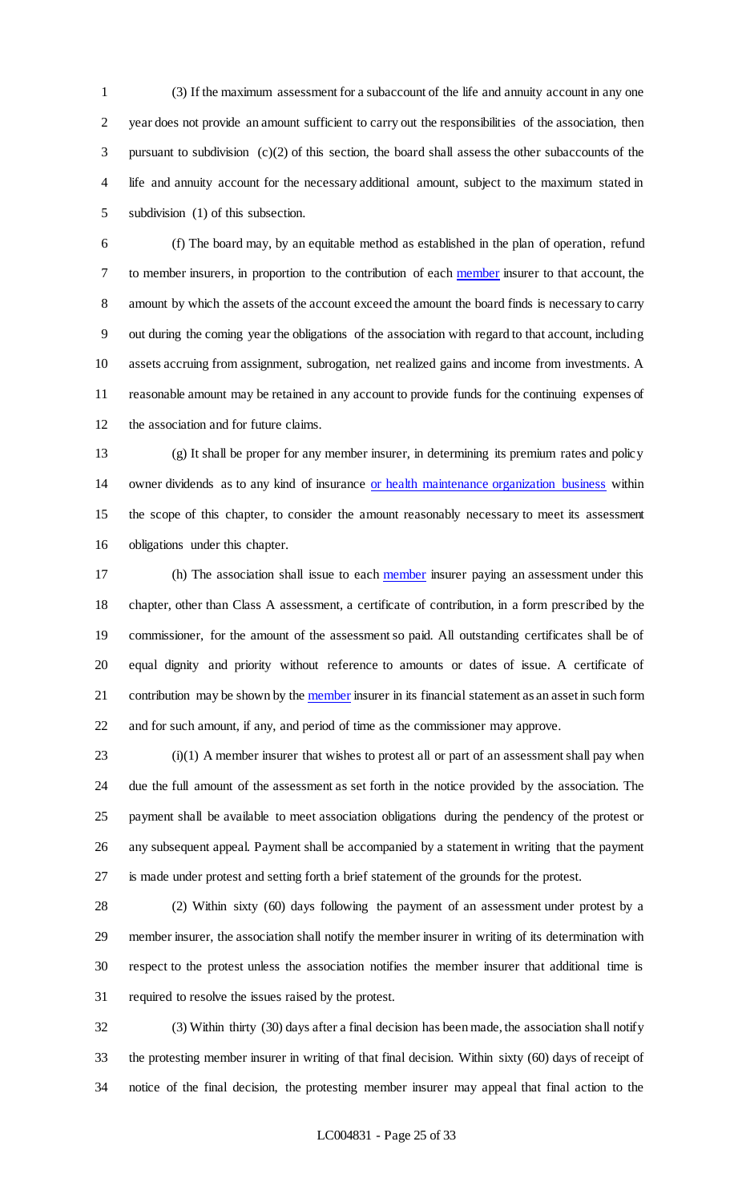(3) If the maximum assessment for a subaccount of the life and annuity account in any one year does not provide an amount sufficient to carry out the responsibilities of the association, then pursuant to subdivision (c)(2) of this section, the board shall assess the other subaccounts of the life and annuity account for the necessary additional amount, subject to the maximum stated in subdivision (1) of this subsection.

(f) The board may, by an equitable method as established in the plan of operation, refund to member insurers, in proportion to the contribution of each member insurer to that account, the amount by which the assets of the account exceed the amount the board finds is necessary to carry out during the coming year the obligations of the association with regard to that account, including assets accruing from assignment, subrogation, net realized gains and income from investments. A reasonable amount may be retained in any account to provide funds for the continuing expenses of the association and for future claims.

(g) It shall be proper for any member insurer, in determining its premium rates and policy owner dividends as to any kind of insurance or health maintenance organization business within the scope of this chapter, to consider the amount reasonably necessary to meet its assessment obligations under this chapter.

(h) The association shall issue to each member insurer paying an assessment under this chapter, other than Class A assessment, a certificate of contribution, in a form prescribed by the commissioner, for the amount of the assessment so paid. All outstanding certificates shall be of equal dignity and priority without reference to amounts or dates of issue. A certificate of contribution may be shown by the member insurer in its financial statement as an asset in such form and for such amount, if any, and period of time as the commissioner may approve.

(i)(1) A member insurer that wishes to protest all or part of an assessment shall pay when due the full amount of the assessment as set forth in the notice provided by the association. The payment shall be available to meet association obligations during the pendency of the protest or any subsequent appeal. Payment shall be accompanied by a statement in writing that the payment is made under protest and setting forth a brief statement of the grounds for the protest.

(2) Within sixty (60) days following the payment of an assessment under protest by a member insurer, the association shall notify the member insurer in writing of its determination with respect to the protest unless the association notifies the member insurer that additional time is required to resolve the issues raised by the protest.

(3) Within thirty (30) days after a final decision has been made, the association shall notify the protesting member insurer in writing of that final decision. Within sixty (60) days of receipt of notice of the final decision, the protesting member insurer may appeal that final action to the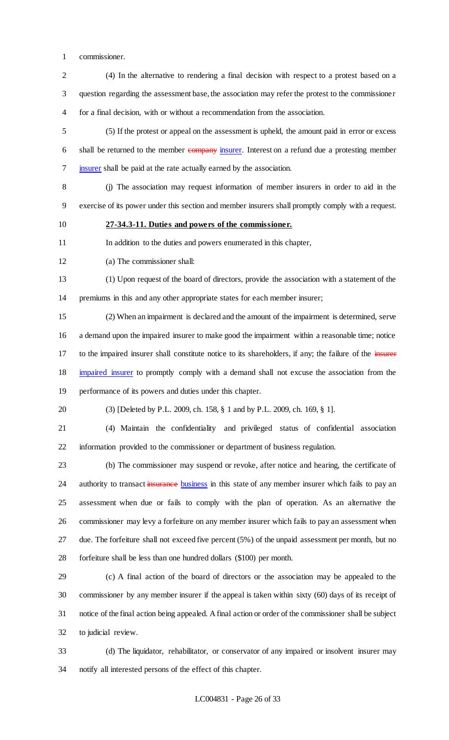commissioner.

(4) In the alternative to rendering a final decision with respect to a protest based on a question regarding the assessment base, the association may refer the protest to the commissioner for a final decision, with or without a recommendation from the association.

(5) If the protest or appeal on the assessment is upheld, the amount paid in error or excess shall be returned to the member ~~company~~ insurer. Interest on a refund due a protesting member insurer shall be paid at the rate actually earned by the association.

(j) The association may request information of member insurers in order to aid in the exercise of its power under this section and member insurers shall promptly comply with a request.

**27-34.3-11. Duties and powers of the commissioner.**

In addition to the duties and powers enumerated in this chapter,

(a) The commissioner shall:

(1) Upon request of the board of directors, provide the association with a statement of the premiums in this and any other appropriate states for each member insurer;

(2) When an impairment is declared and the amount of the impairment is determined, serve a demand upon the impaired insurer to make good the impairment within a reasonable time; notice to the impaired insurer shall constitute notice to its shareholders, if any; the failure of the ~~insurer~~ impaired insurer to promptly comply with a demand shall not excuse the association from the performance of its powers and duties under this chapter.

(3) [Deleted by P.L. 2009, ch. 158, § 1 and by P.L. 2009, ch. 169, § 1].

(4) Maintain the confidentiality and privileged status of confidential association information provided to the commissioner or department of business regulation.

(b) The commissioner may suspend or revoke, after notice and hearing, the certificate of authority to transact ~~insurance~~ business in this state of any member insurer which fails to pay an assessment when due or fails to comply with the plan of operation. As an alternative the commissioner may levy a forfeiture on any member insurer which fails to pay an assessment when due. The forfeiture shall not exceed five percent (5%) of the unpaid assessment per month, but no forfeiture shall be less than one hundred dollars ($100) per month.

(c) A final action of the board of directors or the association may be appealed to the commissioner by any member insurer if the appeal is taken within sixty (60) days of its receipt of notice of the final action being appealed. A final action or order of the commissioner shall be subject to judicial review.

(d) The liquidator, rehabilitator, or conservator of any impaired or insolvent insurer may notify all interested persons of the effect of this chapter.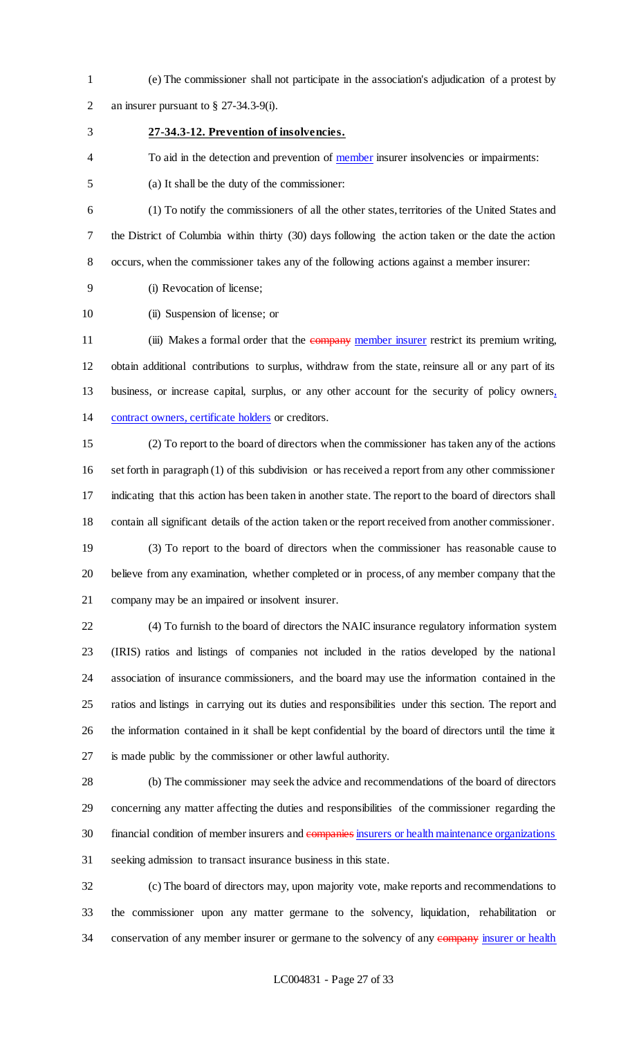(e) The commissioner shall not participate in the association's adjudication of a protest by an insurer pursuant to § 27-34.3-9(i).

**27-34.3-12. Prevention of insolvencies.**

To aid in the detection and prevention of member insurer insolvencies or impairments:

(a) It shall be the duty of the commissioner:

(1) To notify the commissioners of all the other states, territories of the United States and the District of Columbia within thirty (30) days following the action taken or the date the action occurs, when the commissioner takes any of the following actions against a member insurer:

(i) Revocation of license;

(ii) Suspension of license; or

(iii) Makes a formal order that the ~~company~~ member insurer restrict its premium writing, obtain additional contributions to surplus, withdraw from the state, reinsure all or any part of its business, or increase capital, surplus, or any other account for the security of policy owners, contract owners, certificate holders or creditors.

(2) To report to the board of directors when the commissioner has taken any of the actions set forth in paragraph (1) of this subdivision or has received a report from any other commissioner indicating that this action has been taken in another state. The report to the board of directors shall contain all significant details of the action taken or the report received from another commissioner.

(3) To report to the board of directors when the commissioner has reasonable cause to believe from any examination, whether completed or in process, of any member company that the company may be an impaired or insolvent insurer.

(4) To furnish to the board of directors the NAIC insurance regulatory information system (IRIS) ratios and listings of companies not included in the ratios developed by the national association of insurance commissioners, and the board may use the information contained in the ratios and listings in carrying out its duties and responsibilities under this section. The report and the information contained in it shall be kept confidential by the board of directors until the time it is made public by the commissioner or other lawful authority.

(b) The commissioner may seek the advice and recommendations of the board of directors concerning any matter affecting the duties and responsibilities of the commissioner regarding the financial condition of member insurers and ~~companies~~ insurers or health maintenance organizations seeking admission to transact insurance business in this state.

(c) The board of directors may, upon majority vote, make reports and recommendations to the commissioner upon any matter germane to the solvency, liquidation, rehabilitation or conservation of any member insurer or germane to the solvency of any ~~company~~ insurer or health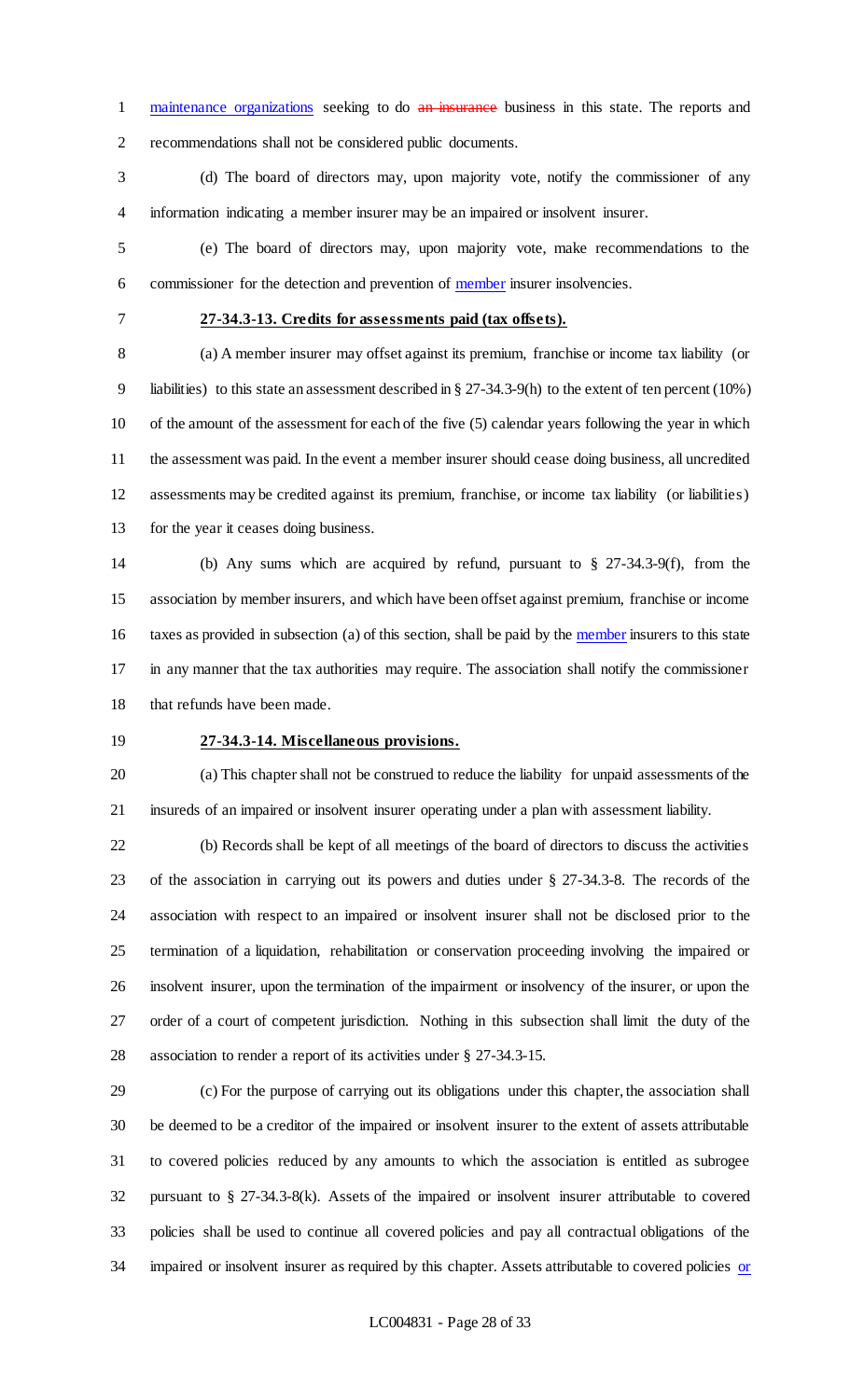maintenance organizations seeking to do ~~an insurance~~ business in this state. The reports and recommendations shall not be considered public documents.

(d) The board of directors may, upon majority vote, notify the commissioner of any information indicating a member insurer may be an impaired or insolvent insurer.

(e) The board of directors may, upon majority vote, make recommendations to the commissioner for the detection and prevention of member insurer insolvencies.

**27-34.3-13. Credits for assessments paid (tax offsets).**

(a) A member insurer may offset against its premium, franchise or income tax liability (or liabilities) to this state an assessment described in § 27-34.3-9(h) to the extent of ten percent (10%) of the amount of the assessment for each of the five (5) calendar years following the year in which the assessment was paid. In the event a member insurer should cease doing business, all uncredited assessments may be credited against its premium, franchise, or income tax liability (or liabilities) for the year it ceases doing business.

(b) Any sums which are acquired by refund, pursuant to § 27-34.3-9(f), from the association by member insurers, and which have been offset against premium, franchise or income taxes as provided in subsection (a) of this section, shall be paid by the member insurers to this state in any manner that the tax authorities may require. The association shall notify the commissioner that refunds have been made.

**27-34.3-14. Miscellaneous provisions.**

(a) This chapter shall not be construed to reduce the liability for unpaid assessments of the insureds of an impaired or insolvent insurer operating under a plan with assessment liability.

(b) Records shall be kept of all meetings of the board of directors to discuss the activities of the association in carrying out its powers and duties under § 27-34.3-8. The records of the association with respect to an impaired or insolvent insurer shall not be disclosed prior to the termination of a liquidation, rehabilitation or conservation proceeding involving the impaired or insolvent insurer, upon the termination of the impairment or insolvency of the insurer, or upon the order of a court of competent jurisdiction. Nothing in this subsection shall limit the duty of the association to render a report of its activities under § 27-34.3-15.

(c) For the purpose of carrying out its obligations under this chapter, the association shall be deemed to be a creditor of the impaired or insolvent insurer to the extent of assets attributable to covered policies reduced by any amounts to which the association is entitled as subrogee pursuant to § 27-34.3-8(k). Assets of the impaired or insolvent insurer attributable to covered policies shall be used to continue all covered policies and pay all contractual obligations of the impaired or insolvent insurer as required by this chapter. Assets attributable to covered policies or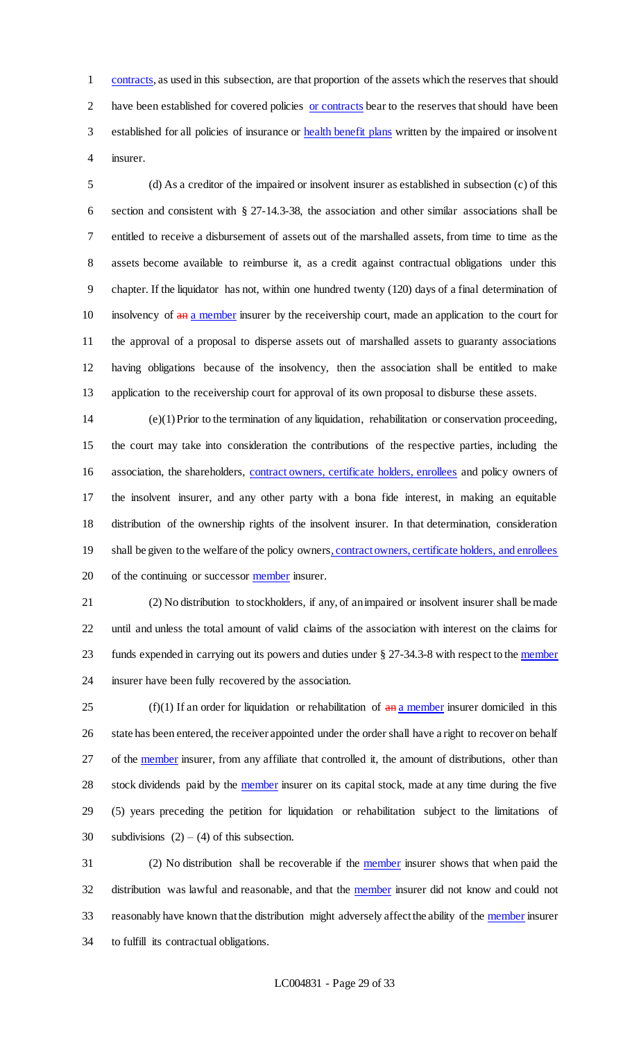contracts, as used in this subsection, are that proportion of the assets which the reserves that should have been established for covered policies or contracts bear to the reserves that should have been established for all policies of insurance or health benefit plans written by the impaired or insolvent insurer.

(d) As a creditor of the impaired or insolvent insurer as established in subsection (c) of this section and consistent with § 27-14.3-38, the association and other similar associations shall be entitled to receive a disbursement of assets out of the marshalled assets, from time to time as the assets become available to reimburse it, as a credit against contractual obligations under this chapter. If the liquidator has not, within one hundred twenty (120) days of a final determination of insolvency of ~~an~~ a member insurer by the receivership court, made an application to the court for the approval of a proposal to disperse assets out of marshalled assets to guaranty associations having obligations because of the insolvency, then the association shall be entitled to make application to the receivership court for approval of its own proposal to disburse these assets.

(e)(1) Prior to the termination of any liquidation, rehabilitation or conservation proceeding, the court may take into consideration the contributions of the respective parties, including the association, the shareholders, contract owners, certificate holders, enrollees and policy owners of the insolvent insurer, and any other party with a bona fide interest, in making an equitable distribution of the ownership rights of the insolvent insurer. In that determination, consideration shall be given to the welfare of the policy owners, contract owners, certificate holders, and enrollees of the continuing or successor member insurer.

(2) No distribution to stockholders, if any, of an impaired or insolvent insurer shall be made until and unless the total amount of valid claims of the association with interest on the claims for funds expended in carrying out its powers and duties under § 27-34.3-8 with respect to the member insurer have been fully recovered by the association.

(f)(1) If an order for liquidation or rehabilitation of ~~an~~ a member insurer domiciled in this state has been entered, the receiver appointed under the order shall have a right to recover on behalf of the member insurer, from any affiliate that controlled it, the amount of distributions, other than stock dividends paid by the member insurer on its capital stock, made at any time during the five (5) years preceding the petition for liquidation or rehabilitation subject to the limitations of subdivisions (2) – (4) of this subsection.

(2) No distribution shall be recoverable if the member insurer shows that when paid the distribution was lawful and reasonable, and that the member insurer did not know and could not reasonably have known that the distribution might adversely affect the ability of the member insurer to fulfill its contractual obligations.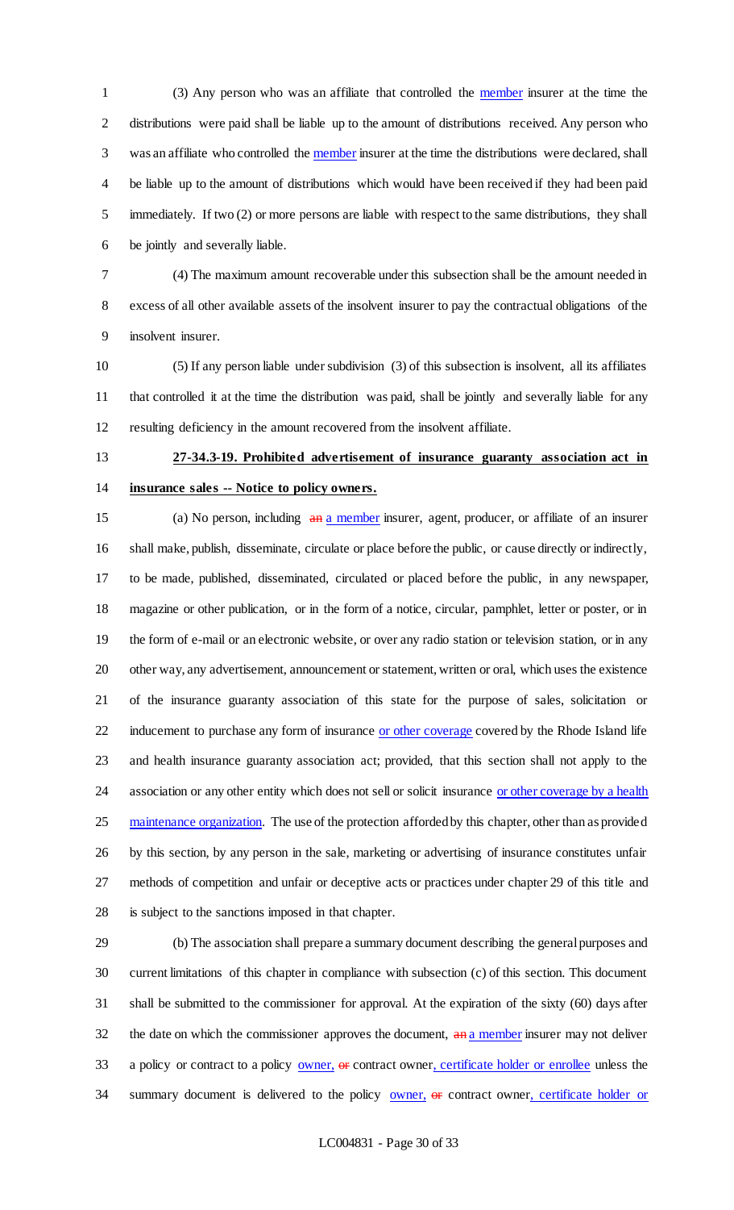(3) Any person who was an affiliate that controlled the member insurer at the time the distributions were paid shall be liable up to the amount of distributions received. Any person who was an affiliate who controlled the member insurer at the time the distributions were declared, shall be liable up to the amount of distributions which would have been received if they had been paid immediately. If two (2) or more persons are liable with respect to the same distributions, they shall be jointly and severally liable.

(4) The maximum amount recoverable under this subsection shall be the amount needed in excess of all other available assets of the insolvent insurer to pay the contractual obligations of the insolvent insurer.

(5) If any person liable under subdivision (3) of this subsection is insolvent, all its affiliates that controlled it at the time the distribution was paid, shall be jointly and severally liable for any resulting deficiency in the amount recovered from the insolvent affiliate.

**27-34.3-19. Prohibited advertisement of insurance guaranty association act in insurance sales -- Notice to policy owners.**

(a) No person, including ~~an~~ a member insurer, agent, producer, or affiliate of an insurer shall make, publish, disseminate, circulate or place before the public, or cause directly or indirectly, to be made, published, disseminated, circulated or placed before the public, in any newspaper, magazine or other publication, or in the form of a notice, circular, pamphlet, letter or poster, or in the form of e-mail or an electronic website, or over any radio station or television station, or in any other way, any advertisement, announcement or statement, written or oral, which uses the existence of the insurance guaranty association of this state for the purpose of sales, solicitation or inducement to purchase any form of insurance or other coverage covered by the Rhode Island life and health insurance guaranty association act; provided, that this section shall not apply to the association or any other entity which does not sell or solicit insurance or other coverage by a health maintenance organization. The use of the protection afforded by this chapter, other than as provided by this section, by any person in the sale, marketing or advertising of insurance constitutes unfair methods of competition and unfair or deceptive acts or practices under chapter 29 of this title and is subject to the sanctions imposed in that chapter.

(b) The association shall prepare a summary document describing the general purposes and current limitations of this chapter in compliance with subsection (c) of this section. This document shall be submitted to the commissioner for approval. At the expiration of the sixty (60) days after the date on which the commissioner approves the document, ~~an~~ a member insurer may not deliver a policy or contract to a policy owner, ~~or~~ contract owner, certificate holder or enrollee unless the summary document is delivered to the policy owner, ~~or~~ contract owner, certificate holder or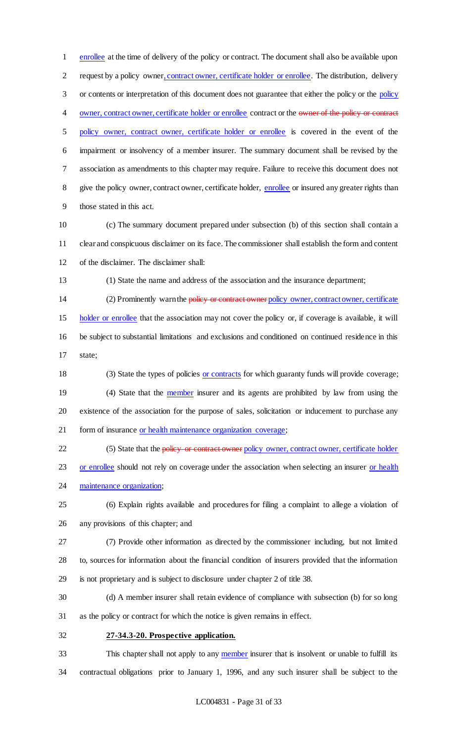enrollee at the time of delivery of the policy or contract. The document shall also be available upon request by a policy owner, contract owner, certificate holder or enrollee. The distribution, delivery or contents or interpretation of this document does not guarantee that either the policy or the policy owner, contract owner, certificate holder or enrollee contract or the ~~owner of the policy or contract~~ policy owner, contract owner, certificate holder or enrollee is covered in the event of the impairment or insolvency of a member insurer. The summary document shall be revised by the association as amendments to this chapter may require. Failure to receive this document does not give the policy owner, contract owner, certificate holder, enrollee or insured any greater rights than those stated in this act.

(c) The summary document prepared under subsection (b) of this section shall contain a clear and conspicuous disclaimer on its face. The commissioner shall establish the form and content of the disclaimer. The disclaimer shall:

(1) State the name and address of the association and the insurance department;

(2) Prominently warn the ~~policy or contract owner~~ policy owner, contract owner, certificate holder or enrollee that the association may not cover the policy or, if coverage is available, it will be subject to substantial limitations and exclusions and conditioned on continued residence in this state;

(3) State the types of policies or contracts for which guaranty funds will provide coverage;

(4) State that the member insurer and its agents are prohibited by law from using the existence of the association for the purpose of sales, solicitation or inducement to purchase any form of insurance or health maintenance organization coverage;

(5) State that the ~~policy or contract owner~~ policy owner, contract owner, certificate holder or enrollee should not rely on coverage under the association when selecting an insurer or health maintenance organization;

(6) Explain rights available and procedures for filing a complaint to allege a violation of any provisions of this chapter; and

(7) Provide other information as directed by the commissioner including, but not limited to, sources for information about the financial condition of insurers provided that the information is not proprietary and is subject to disclosure under chapter 2 of title 38.

(d) A member insurer shall retain evidence of compliance with subsection (b) for so long as the policy or contract for which the notice is given remains in effect.

**27-34.3-20. Prospective application.**

This chapter shall not apply to any member insurer that is insolvent or unable to fulfill its contractual obligations prior to January 1, 1996, and any such insurer shall be subject to the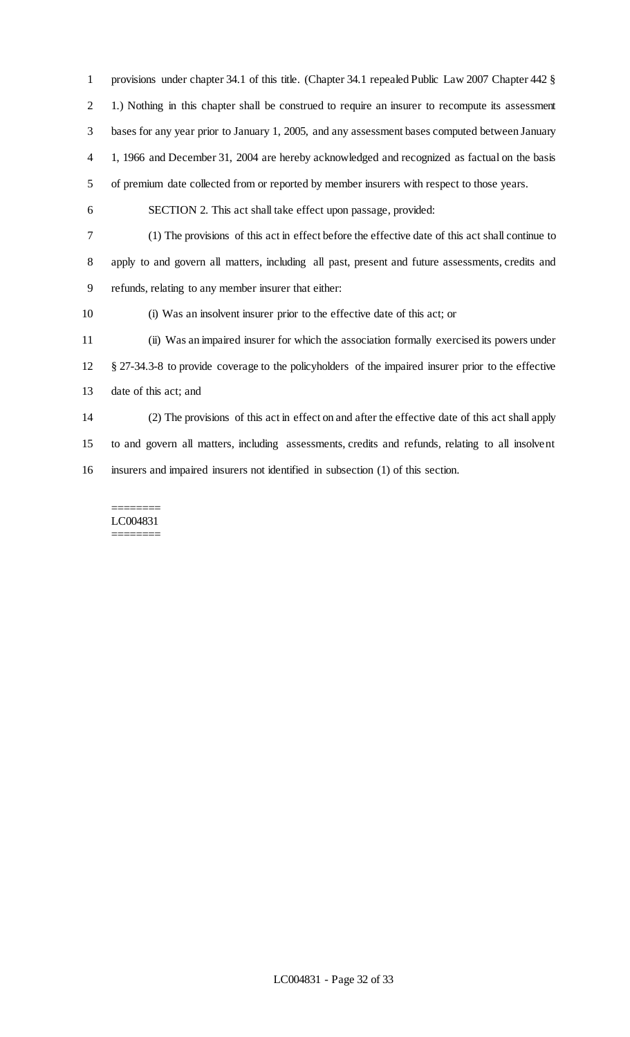provisions under chapter 34.1 of this title. (Chapter 34.1 repealed Public Law 2007 Chapter 442 § 1.) Nothing in this chapter shall be construed to require an insurer to recompute its assessment bases for any year prior to January 1, 2005, and any assessment bases computed between January 1, 1966 and December 31, 2004 are hereby acknowledged and recognized as factual on the basis of premium date collected from or reported by member insurers with respect to those years.

SECTION 2. This act shall take effect upon passage, provided:

(1) The provisions of this act in effect before the effective date of this act shall continue to apply to and govern all matters, including all past, present and future assessments, credits and refunds, relating to any member insurer that either:

(i) Was an insolvent insurer prior to the effective date of this act; or

(ii) Was an impaired insurer for which the association formally exercised its powers under § 27-34.3-8 to provide coverage to the policyholders of the impaired insurer prior to the effective date of this act; and

(2) The provisions of this act in effect on and after the effective date of this act shall apply to and govern all matters, including assessments, credits and refunds, relating to all insolvent insurers and impaired insurers not identified in subsection (1) of this section.

========
LC004831
========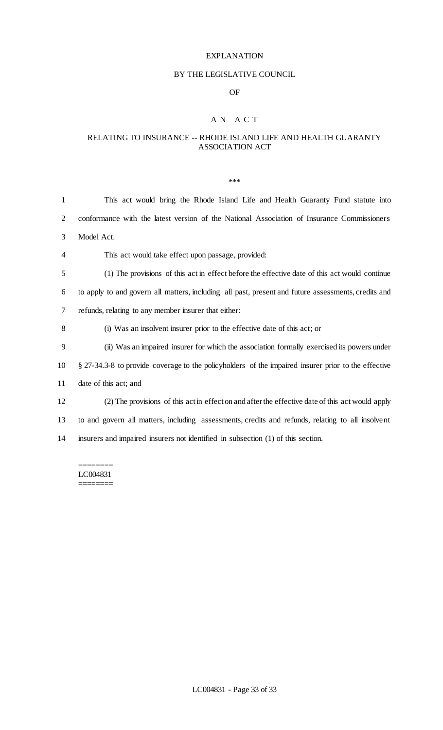EXPLANATION

BY THE LEGISLATIVE COUNCIL

OF

A N A C T

RELATING TO INSURANCE -- RHODE ISLAND LIFE AND HEALTH GUARANTY ASSOCIATION ACT

\*\*\*

This act would bring the Rhode Island Life and Health Guaranty Fund statute into conformance with the latest version of the National Association of Insurance Commissioners Model Act.

This act would take effect upon passage, provided:

(1) The provisions of this act in effect before the effective date of this act would continue to apply to and govern all matters, including all past, present and future assessments, credits and refunds, relating to any member insurer that either:

(i) Was an insolvent insurer prior to the effective date of this act; or

(ii) Was an impaired insurer for which the association formally exercised its powers under § 27-34.3-8 to provide coverage to the policyholders of the impaired insurer prior to the effective date of this act; and

(2) The provisions of this act in effect on and after the effective date of this act would apply to and govern all matters, including assessments, credits and refunds, relating to all insolvent insurers and impaired insurers not identified in subsection (1) of this section.

========
LC004831
========